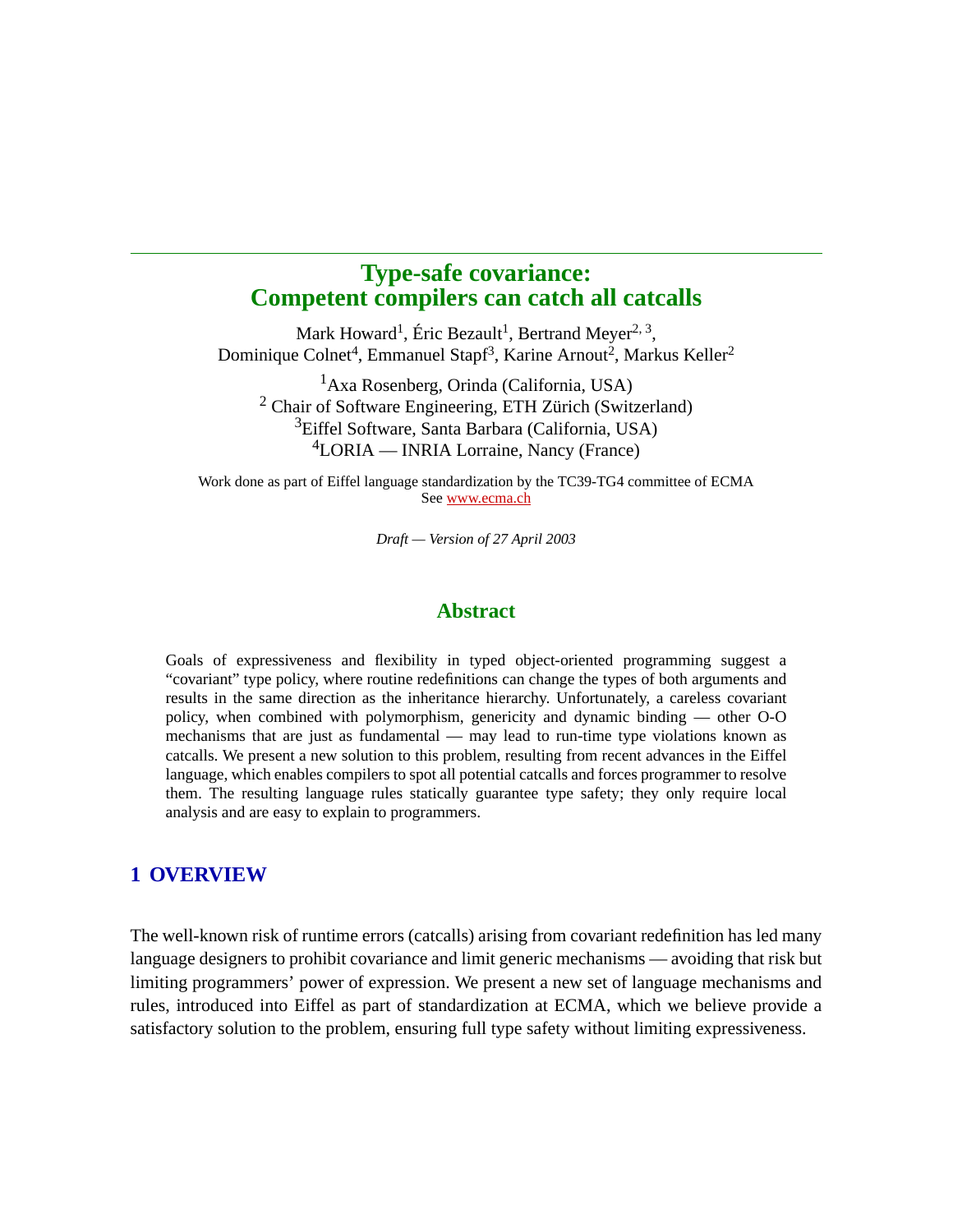# Type-safe covariance: Competent compilers can catch all catcalls

Mark Howard[1], Éric Bezault[1], Bertrand Meyer[2, 3], Dominique Colnet[4], Emmanuel Stapf[3], Karine Arnout[2], Markus Keller[2]

[1]Axa Rosenberg, Orinda (California, USA)
[2] Chair of Software Engineering, ETH Zürich (Switzerland)
[3]Eiffel Software, Santa Barbara (California, USA)
[4]LORIA — INRIA Lorraine, Nancy (France)

Work done as part of Eiffel language standardization by the TC39-TG4 committee of ECMA
See www.ecma.ch

*Draft — Version of 27 April 2003*

## Abstract

Goals of expressiveness and flexibility in typed object-oriented programming suggest a "covariant" type policy, where routine redefinitions can change the types of both arguments and results in the same direction as the inheritance hierarchy. Unfortunately, a careless covariant policy, when combined with polymorphism, genericity and dynamic binding — other O-O mechanisms that are just as fundamental — may lead to run-time type violations known as catcalls. We present a new solution to this problem, resulting from recent advances in the Eiffel language, which enables compilers to spot all potential catcalls and forces programmer to resolve them. The resulting language rules statically guarantee type safety; they only require local analysis and are easy to explain to programmers.

## 1 OVERVIEW

The well-known risk of runtime errors (catcalls) arising from covariant redefinition has led many language designers to prohibit covariance and limit generic mechanisms — avoiding that risk but limiting programmers' power of expression. We present a new set of language mechanisms and rules, introduced into Eiffel as part of standardization at ECMA, which we believe provide a satisfactory solution to the problem, ensuring full type safety without limiting expressiveness.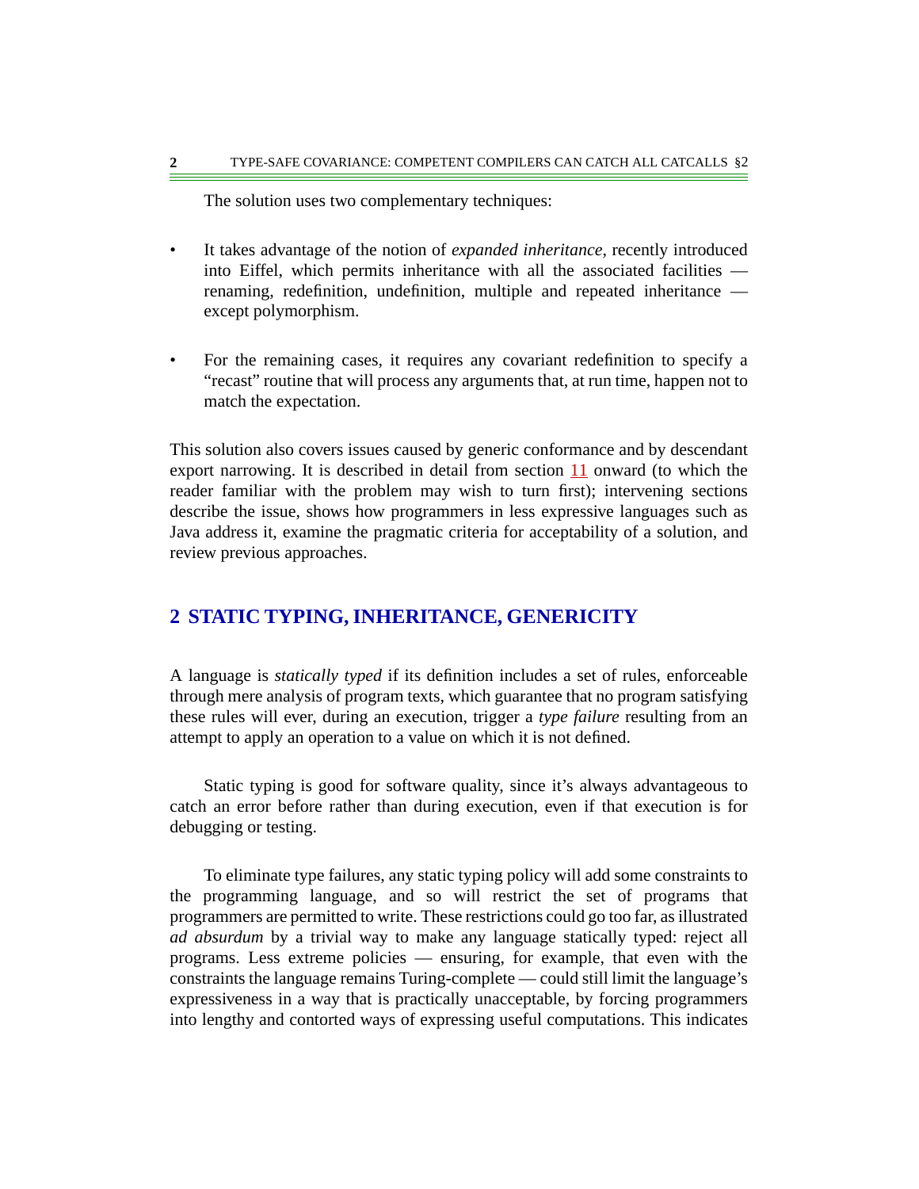The solution uses two complementary techniques:

- It takes advantage of the notion of *expanded inheritance*, recently introduced into Eiffel, which permits inheritance with all the associated facilities — renaming, redefinition, undefinition, multiple and repeated inheritance — except polymorphism.
- For the remaining cases, it requires any covariant redefinition to specify a "recast" routine that will process any arguments that, at run time, happen not to match the expectation.

This solution also covers issues caused by generic conformance and by descendant export narrowing. It is described in detail from section 11 onward (to which the reader familiar with the problem may wish to turn first); intervening sections describe the issue, shows how programmers in less expressive languages such as Java address it, examine the pragmatic criteria for acceptability of a solution, and review previous approaches.

## 2 STATIC TYPING, INHERITANCE, GENERICITY

A language is *statically typed* if its definition includes a set of rules, enforceable through mere analysis of program texts, which guarantee that no program satisfying these rules will ever, during an execution, trigger a *type failure* resulting from an attempt to apply an operation to a value on which it is not defined.

Static typing is good for software quality, since it's always advantageous to catch an error before rather than during execution, even if that execution is for debugging or testing.

To eliminate type failures, any static typing policy will add some constraints to the programming language, and so will restrict the set of programs that programmers are permitted to write. These restrictions could go too far, as illustrated *ad absurdum* by a trivial way to make any language statically typed: reject all programs. Less extreme policies — ensuring, for example, that even with the constraints the language remains Turing-complete — could still limit the language's expressiveness in a way that is practically unacceptable, by forcing programmers into lengthy and contorted ways of expressing useful computations. This indicates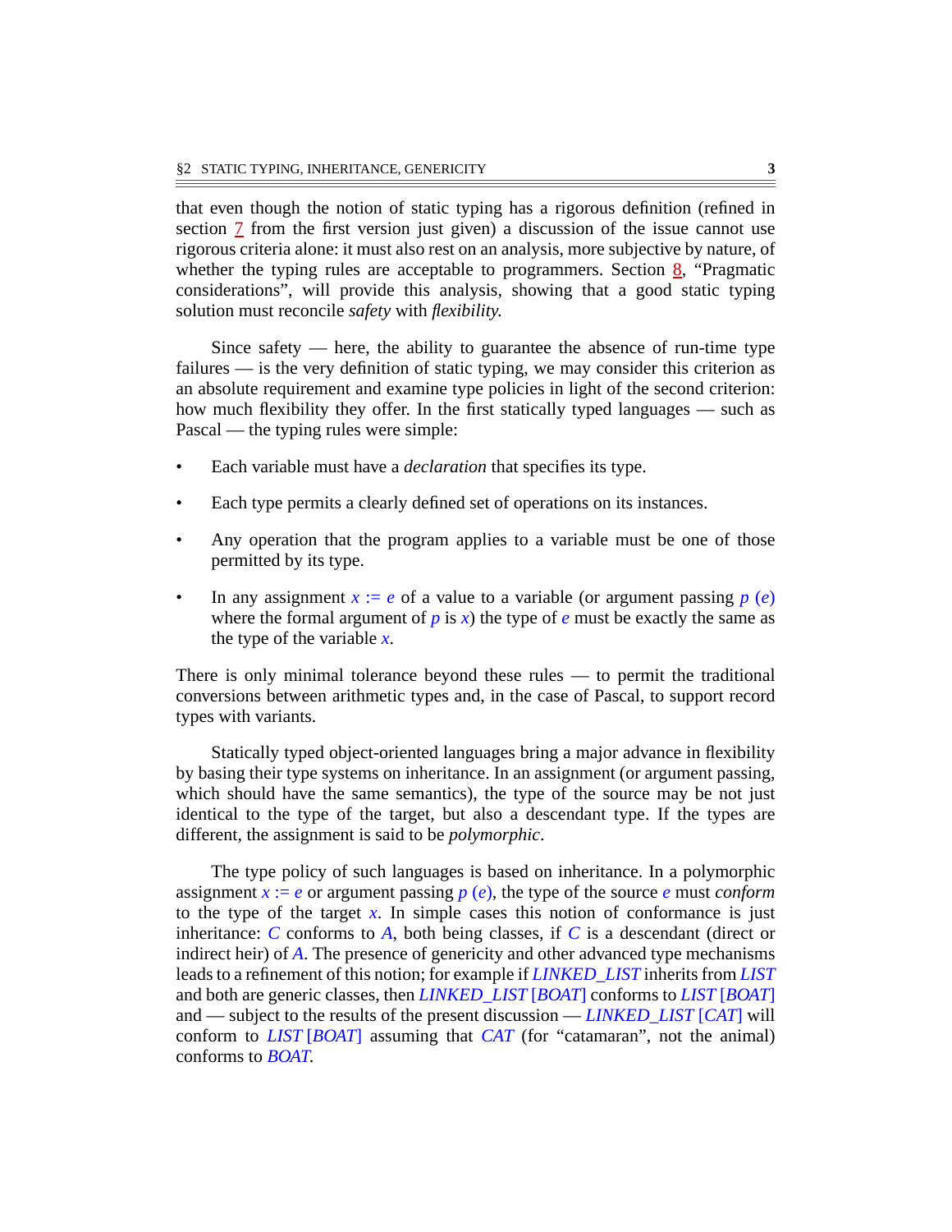that even though the notion of static typing has a rigorous definition (refined in section 7 from the first version just given) a discussion of the issue cannot use rigorous criteria alone: it must also rest on an analysis, more subjective by nature, of whether the typing rules are acceptable to programmers. Section 8, "Pragmatic considerations", will provide this analysis, showing that a good static typing solution must reconcile *safety* with *flexibility*.

Since safety — here, the ability to guarantee the absence of run-time type failures — is the very definition of static typing, we may consider this criterion as an absolute requirement and examine type policies in light of the second criterion: how much flexibility they offer. In the first statically typed languages — such as Pascal — the typing rules were simple:

- Each variable must have a *declaration* that specifies its type.
- Each type permits a clearly defined set of operations on its instances.
- Any operation that the program applies to a variable must be one of those permitted by its type.
- In any assignment *x* := *e* of a value to a variable (or argument passing *p* (*e*) where the formal argument of *p* is *x*) the type of *e* must be exactly the same as the type of the variable *x*.

There is only minimal tolerance beyond these rules — to permit the traditional conversions between arithmetic types and, in the case of Pascal, to support record types with variants.

Statically typed object-oriented languages bring a major advance in flexibility by basing their type systems on inheritance. In an assignment (or argument passing, which should have the same semantics), the type of the source may be not just identical to the type of the target, but also a descendant type. If the types are different, the assignment is said to be *polymorphic*.

The type policy of such languages is based on inheritance. In a polymorphic assignment *x* := *e* or argument passing *p* (*e*), the type of the source *e* must *conform* to the type of the target *x*. In simple cases this notion of conformance is just inheritance: *C* conforms to *A*, both being classes, if *C* is a descendant (direct or indirect heir) of *A*. The presence of genericity and other advanced type mechanisms leads to a refinement of this notion; for example if *LINKED_LIST* inherits from *LIST* and both are generic classes, then *LINKED_LIST* [*BOAT*] conforms to *LIST* [*BOAT*] and — subject to the results of the present discussion — *LINKED_LIST* [*CAT*] will conform to *LIST* [*BOAT*] assuming that *CAT* (for "catamaran", not the animal) conforms to *BOAT*.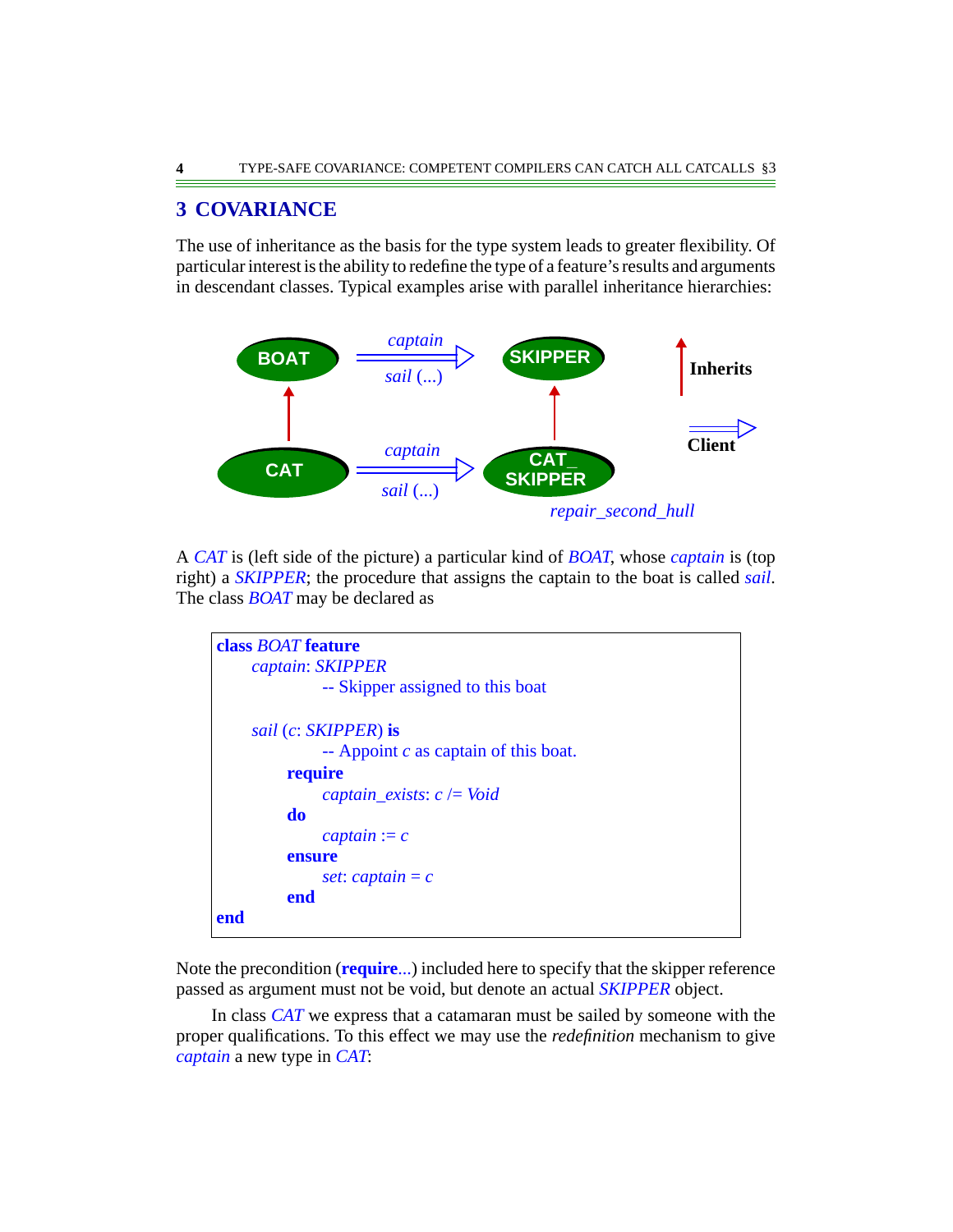## 3 COVARIANCE

The use of inheritance as the basis for the type system leads to greater flexibility. Of particular interest is the ability to redefine the type of a feature's results and arguments in descendant classes. Typical examples arise with parallel inheritance hierarchies:

A *CAT* is (left side of the picture) a particular kind of *BOAT*, whose *captain* is (top right) a *SKIPPER*; the procedure that assigns the captain to the boat is called *sail*. The class *BOAT* may be declared as

```
class BOAT feature
    captain: SKIPPER
            -- Skipper assigned to this boat

    sail (c: SKIPPER) is
            -- Appoint c as captain of this boat.
        require
            captain_exists: c /= Void
        do
            captain := c
        ensure
            set: captain = c
        end
end
```

Note the precondition (**require**...) included here to specify that the skipper reference passed as argument must not be void, but denote an actual *SKIPPER* object.

In class *CAT* we express that a catamaran must be sailed by someone with the proper qualifications. To this effect we may use the *redefinition* mechanism to give *captain* a new type in *CAT*: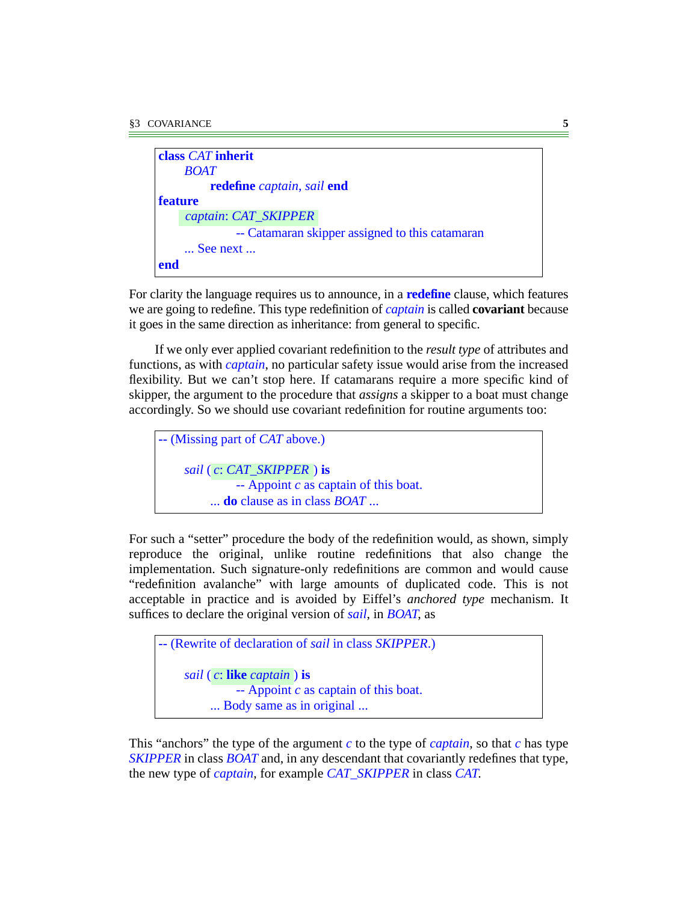```
class CAT inherit
    BOAT
        redefine captain, sail end
feature
    captain: CAT_SKIPPER
            -- Catamaran skipper assigned to this catamaran
    ... See next ...
end
```

For clarity the language requires us to announce, in a **redefine** clause, which features we are going to redefine. This type redefinition of *captain* is called **covariant** because it goes in the same direction as inheritance: from general to specific.

If we only ever applied covariant redefinition to the *result type* of attributes and functions, as with *captain*, no particular safety issue would arise from the increased flexibility. But we can't stop here. If catamarans require a more specific kind of skipper, the argument to the procedure that *assigns* a skipper to a boat must change accordingly. So we should use covariant redefinition for routine arguments too:

```
-- (Missing part of CAT above.)

    sail ( c: CAT_SKIPPER ) is
            -- Appoint c as captain of this boat.
        ... do clause as in class BOAT ...
```

For such a "setter" procedure the body of the redefinition would, as shown, simply reproduce the original, unlike routine redefinitions that also change the implementation. Such signature-only redefinitions are common and would cause "redefinition avalanche" with large amounts of duplicated code. This is not acceptable in practice and is avoided by Eiffel's *anchored type* mechanism. It suffices to declare the original version of *sail*, in *BOAT*, as

```
-- (Rewrite of declaration of sail in class SKIPPER.)

    sail ( c: like captain ) is
            -- Appoint c as captain of this boat.
        ... Body same as in original ...
```

This "anchors" the type of the argument *c* to the type of *captain*, so that *c* has type *SKIPPER* in class *BOAT* and, in any descendant that covariantly redefines that type, the new type of *captain*, for example *CAT_SKIPPER* in class *CAT*.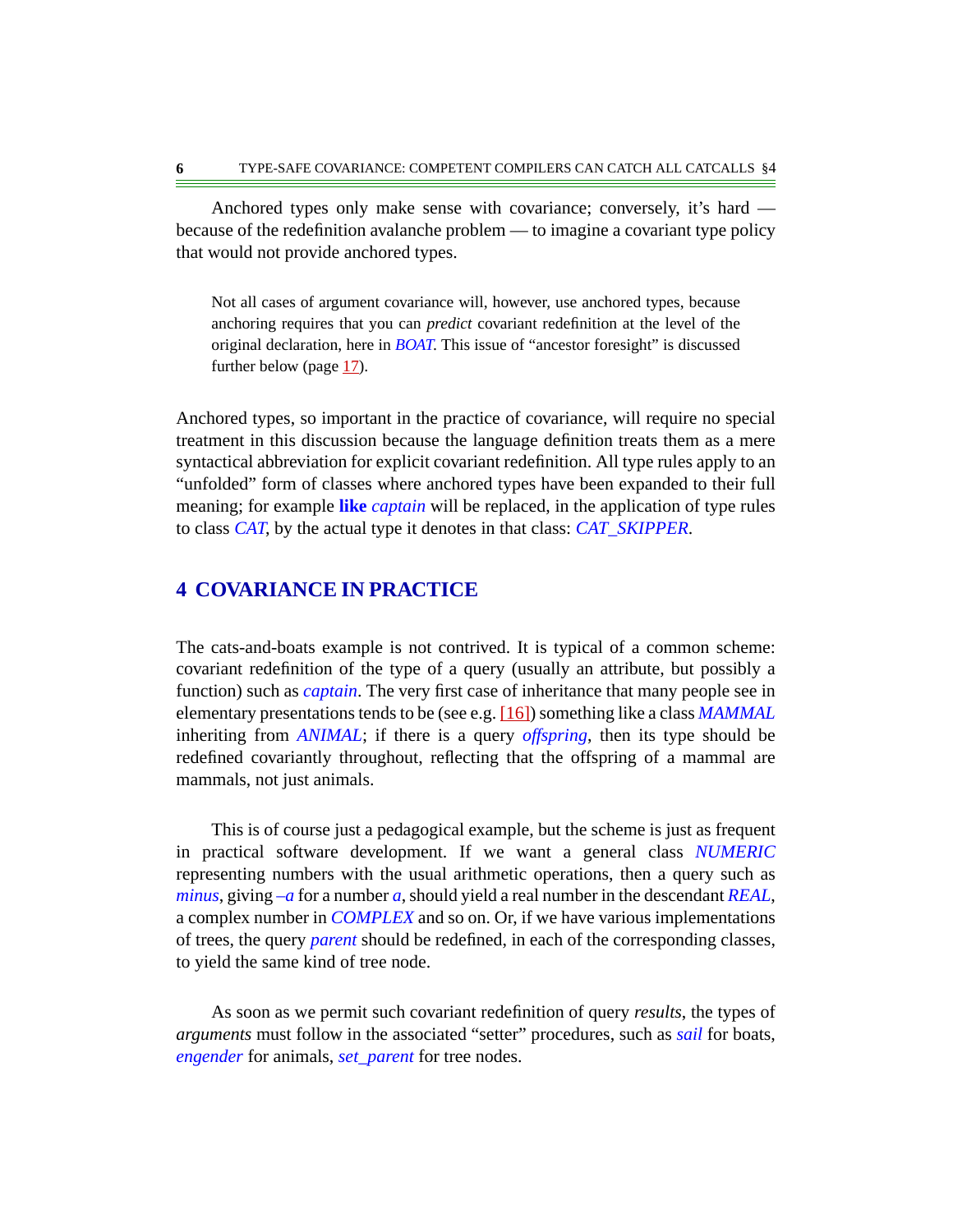Anchored types only make sense with covariance; conversely, it's hard — because of the redefinition avalanche problem — to imagine a covariant type policy that would not provide anchored types.

> Not all cases of argument covariance will, however, use anchored types, because anchoring requires that you can *predict* covariant redefinition at the level of the original declaration, here in *BOAT*. This issue of "ancestor foresight" is discussed further below (page 17).

Anchored types, so important in the practice of covariance, will require no special treatment in this discussion because the language definition treats them as a mere syntactical abbreviation for explicit covariant redefinition. All type rules apply to an "unfolded" form of classes where anchored types have been expanded to their full meaning; for example **like** *captain* will be replaced, in the application of type rules to class *CAT*, by the actual type it denotes in that class: *CAT_SKIPPER*.

## 4 COVARIANCE IN PRACTICE

The cats-and-boats example is not contrived. It is typical of a common scheme: covariant redefinition of the type of a query (usually an attribute, but possibly a function) such as *captain*. The very first case of inheritance that many people see in elementary presentations tends to be (see e.g. [16]) something like a class *MAMMAL* inheriting from *ANIMAL*; if there is a query *offspring*, then its type should be redefined covariantly throughout, reflecting that the offspring of a mammal are mammals, not just animals.

This is of course just a pedagogical example, but the scheme is just as frequent in practical software development. If we want a general class *NUMERIC* representing numbers with the usual arithmetic operations, then a query such as *minus*, giving *–a* for a number *a*, should yield a real number in the descendant *REAL*, a complex number in *COMPLEX* and so on. Or, if we have various implementations of trees, the query *parent* should be redefined, in each of the corresponding classes, to yield the same kind of tree node.

As soon as we permit such covariant redefinition of query *results*, the types of *arguments* must follow in the associated "setter" procedures, such as *sail* for boats, *engender* for animals, *set_parent* for tree nodes.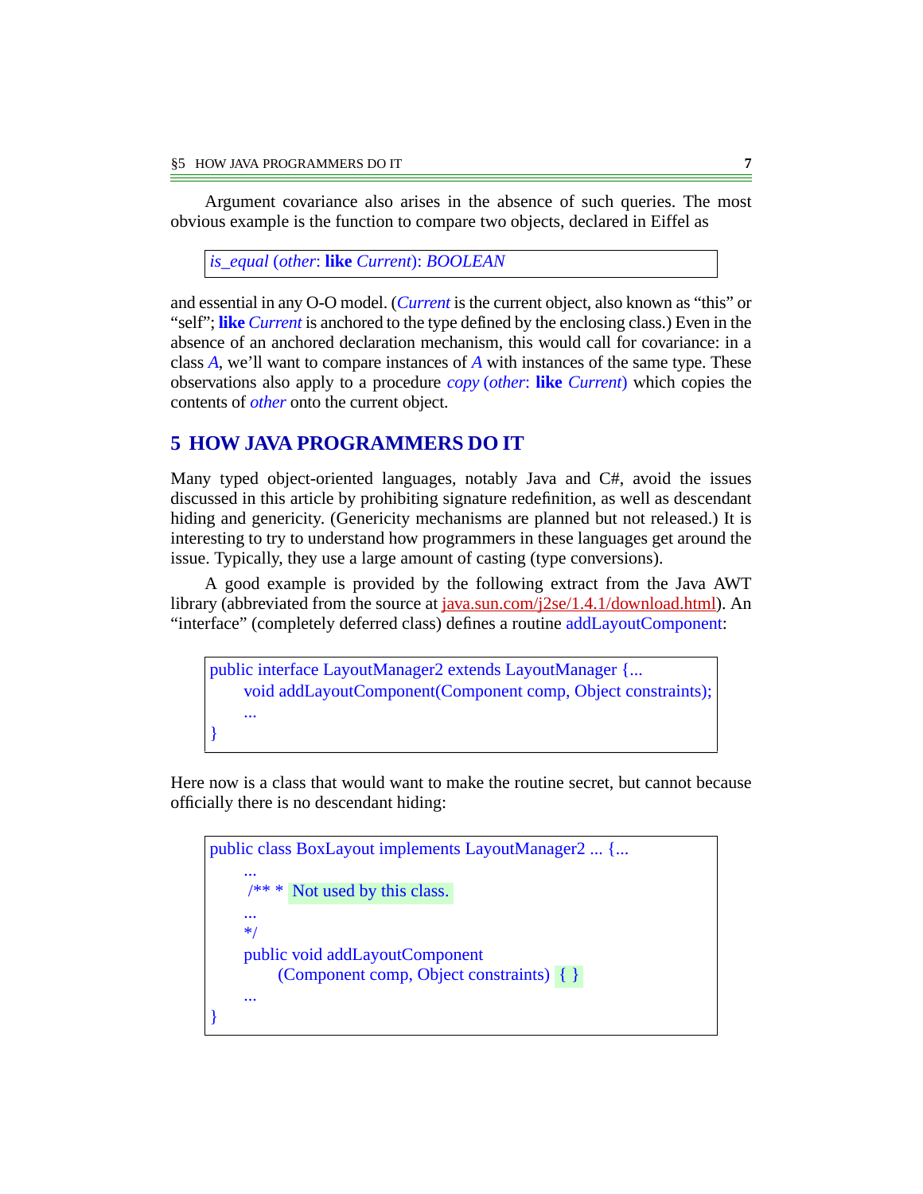Argument covariance also arises in the absence of such queries. The most obvious example is the function to compare two objects, declared in Eiffel as

```
is_equal (other: like Current): BOOLEAN
```

and essential in any O-O model. (*Current* is the current object, also known as “this” or “self”; **like** *Current* is anchored to the type defined by the enclosing class.) Even in the absence of an anchored declaration mechanism, this would call for covariance: in a class *A*, we’ll want to compare instances of *A* with instances of the same type. These observations also apply to a procedure *copy* (*other*: **like** *Current*) which copies the contents of *other* onto the current object.

## 5 HOW JAVA PROGRAMMERS DO IT

Many typed object-oriented languages, notably Java and C#, avoid the issues discussed in this article by prohibiting signature redefinition, as well as descendant hiding and genericity. (Genericity mechanisms are planned but not released.) It is interesting to try to understand how programmers in these languages get around the issue. Typically, they use a large amount of casting (type conversions).

A good example is provided by the following extract from the Java AWT library (abbreviated from the source at java.sun.com/j2se/1.4.1/download.html). An “interface” (completely deferred class) defines a routine addLayoutComponent:

```
public interface LayoutManager2 extends LayoutManager {...
    void addLayoutComponent(Component comp, Object constraints);
    ...
}
```

Here now is a class that would want to make the routine secret, but cannot because officially there is no descendant hiding:

```
public class BoxLayout implements LayoutManager2 ... {...
    ...
    /** * Not used by this class.
    ...
    */
    public void addLayoutComponent
        (Component comp, Object constraints) { }
    ...
}
```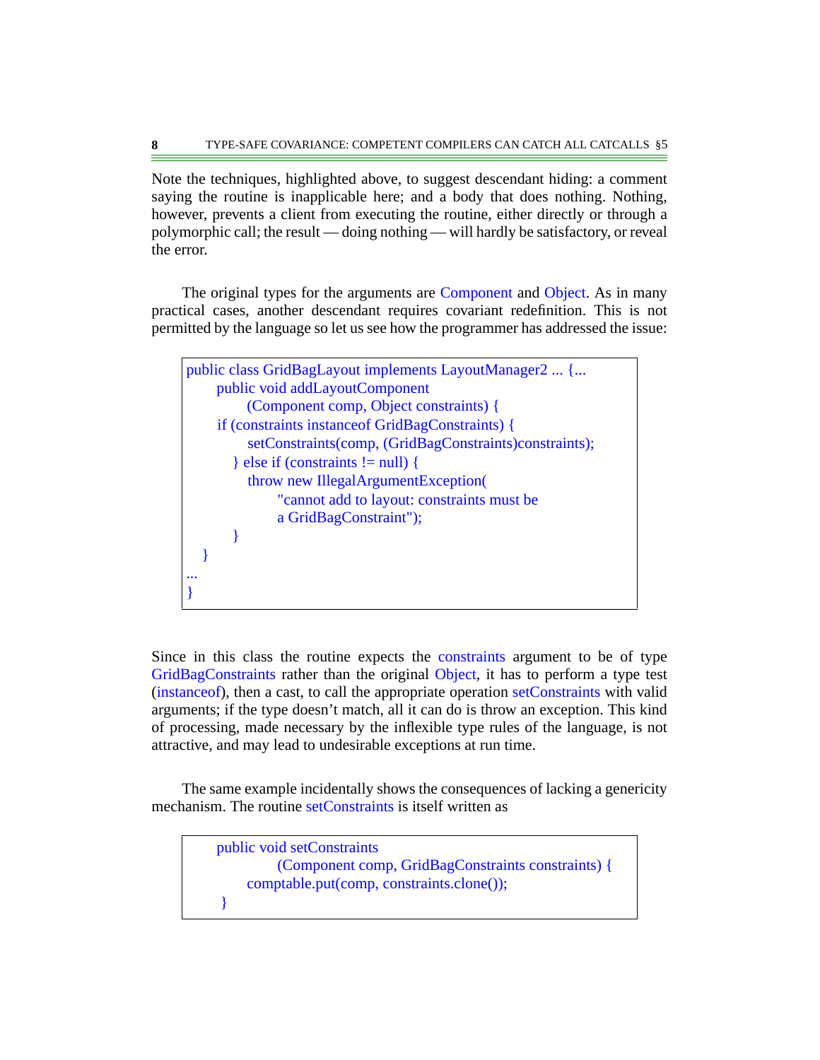Note the techniques, highlighted above, to suggest descendant hiding: a comment saying the routine is inapplicable here; and a body that does nothing. Nothing, however, prevents a client from executing the routine, either directly or through a polymorphic call; the result — doing nothing — will hardly be satisfactory, or reveal the error.

The original types for the arguments are Component and Object. As in many practical cases, another descendant requires covariant redefinition. This is not permitted by the language so let us see how the programmer has addressed the issue:

```
public class GridBagLayout implements LayoutManager2 ... {...
    public void addLayoutComponent
        (Component comp, Object constraints) {
    if (constraints instanceof GridBagConstraints) {
        setConstraints(comp, (GridBagConstraints)constraints);
      } else if (constraints != null) {
        throw new IllegalArgumentException(
            "cannot add to layout: constraints must be
            a GridBagConstraint");
      }
  }
...
}
```

Since in this class the routine expects the constraints argument to be of type GridBagConstraints rather than the original Object, it has to perform a type test (instanceof), then a cast, to call the appropriate operation setConstraints with valid arguments; if the type doesn't match, all it can do is throw an exception. This kind of processing, made necessary by the inflexible type rules of the language, is not attractive, and may lead to undesirable exceptions at run time.

The same example incidentally shows the consequences of lacking a genericity mechanism. The routine setConstraints is itself written as

```
    public void setConstraints
            (Component comp, GridBagConstraints constraints) {
        comptable.put(comp, constraints.clone());
     }
```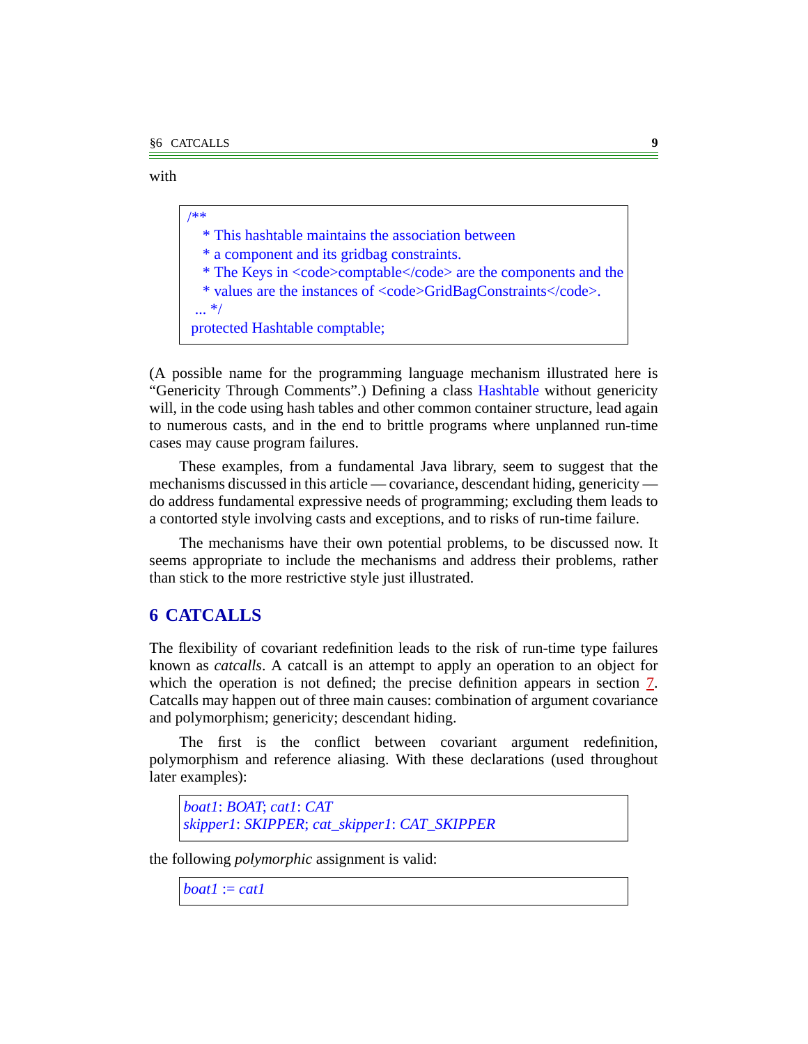with

```
/**
   * This hashtable maintains the association between
   * a component and its gridbag constraints.
   * The Keys in <code>comptable</code> are the components and the
   * values are the instances of <code>GridBagConstraints</code>.
 ... */
 protected Hashtable comptable;
```

(A possible name for the programming language mechanism illustrated here is "Genericity Through Comments".) Defining a class Hashtable without genericity will, in the code using hash tables and other common container structure, lead again to numerous casts, and in the end to brittle programs where unplanned run-time cases may cause program failures.

These examples, from a fundamental Java library, seem to suggest that the mechanisms discussed in this article — covariance, descendant hiding, genericity — do address fundamental expressive needs of programming; excluding them leads to a contorted style involving casts and exceptions, and to risks of run-time failure.

The mechanisms have their own potential problems, to be discussed now. It seems appropriate to include the mechanisms and address their problems, rather than stick to the more restrictive style just illustrated.

## 6 CATCALLS

The flexibility of covariant redefinition leads to the risk of run-time type failures known as *catcalls*. A catcall is an attempt to apply an operation to an object for which the operation is not defined; the precise definition appears in section 7. Catcalls may happen out of three main causes: combination of argument covariance and polymorphism; genericity; descendant hiding.

The first is the conflict between covariant argument redefinition, polymorphism and reference aliasing. With these declarations (used throughout later examples):

```
boat1: BOAT; cat1: CAT
skipper1: SKIPPER; cat_skipper1: CAT_SKIPPER
```

the following *polymorphic* assignment is valid:

```
boat1 := cat1
```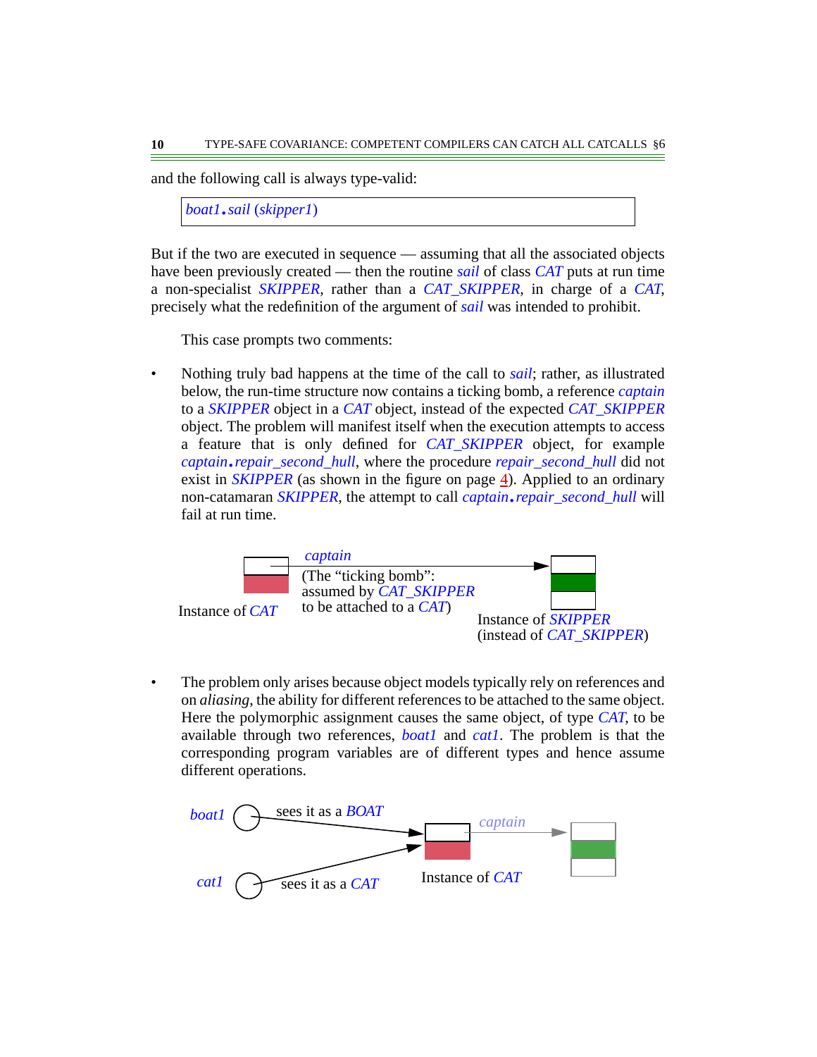and the following call is always type-valid:

```
boat1.sail (skipper1)
```

But if the two are executed in sequence — assuming that all the associated objects have been previously created — then the routine *sail* of class *CAT* puts at run time a non-specialist *SKIPPER*, rather than a *CAT_SKIPPER*, in charge of a *CAT*, precisely what the redefinition of the argument of *sail* was intended to prohibit.

This case prompts two comments:

- Nothing truly bad happens at the time of the call to *sail*; rather, as illustrated below, the run-time structure now contains a ticking bomb, a reference *captain* to a *SKIPPER* object in a *CAT* object, instead of the expected *CAT_SKIPPER* object. The problem will manifest itself when the execution attempts to access a feature that is only defined for *CAT_SKIPPER* object, for example *captain.repair_second_hull*, where the procedure *repair_second_hull* did not exist in *SKIPPER* (as shown in the figure on page 4). Applied to an ordinary non-catamaran *SKIPPER*, the attempt to call *captain.repair_second_hull* will fail at run time.

*captain*

(The "ticking bomb": assumed by *CAT_SKIPPER* to be attached to a *CAT*)

Instance of *CAT*

Instance of *SKIPPER* (instead of *CAT_SKIPPER*)

- The problem only arises because object models typically rely on references and on *aliasing*, the ability for different references to be attached to the same object. Here the polymorphic assignment causes the same object, of type *CAT*, to be available through two references, *boat1* and *cat1*. The problem is that the corresponding program variables are of different types and hence assume different operations.

*boat1* sees it as a *BOAT*

*cat1* sees it as a *CAT*

*captain*

Instance of *CAT*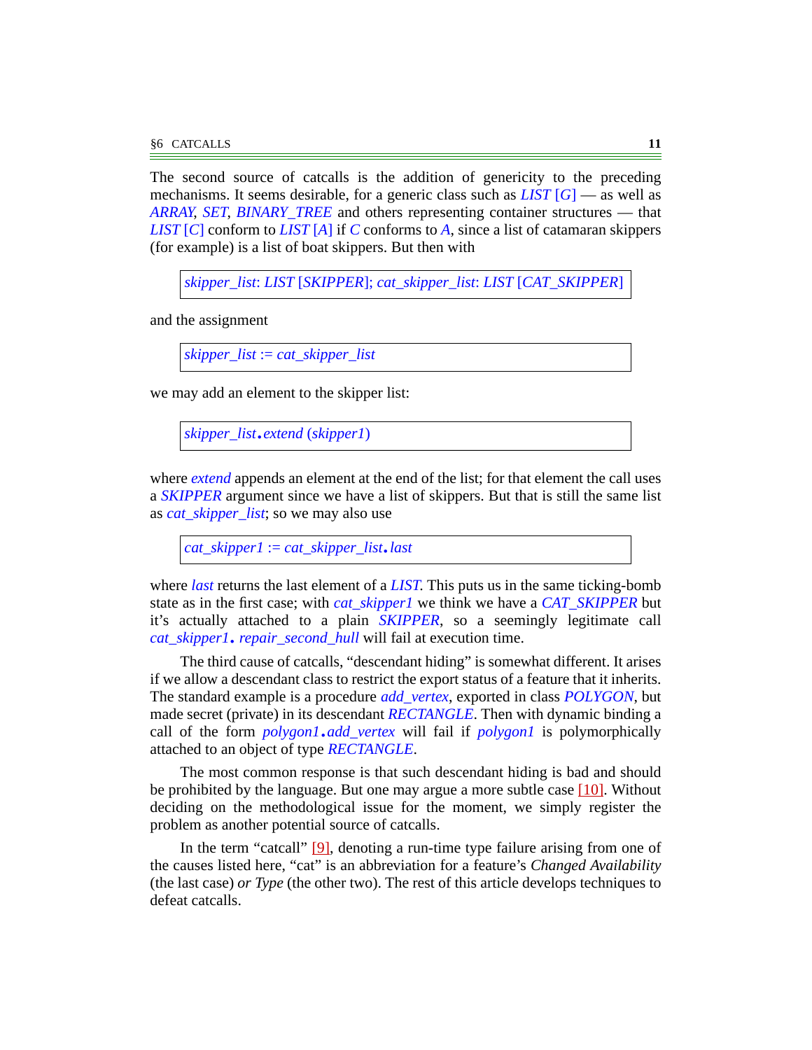The second source of catcalls is the addition of genericity to the preceding mechanisms. It seems desirable, for a generic class such as *LIST* [*G*] — as well as *ARRAY*, *SET*, *BINARY_TREE* and others representing container structures — that *LIST* [*C*] conform to *LIST* [*A*] if *C* conforms to *A*, since a list of catamaran skippers (for example) is a list of boat skippers. But then with

```
skipper_list: LIST [SKIPPER]; cat_skipper_list: LIST [CAT_SKIPPER]
```

and the assignment

```
skipper_list := cat_skipper_list
```

we may add an element to the skipper list:

```
skipper_list.extend (skipper1)
```

where *extend* appends an element at the end of the list; for that element the call uses a *SKIPPER* argument since we have a list of skippers. But that is still the same list as *cat_skipper_list*; so we may also use

```
cat_skipper1 := cat_skipper_list.last
```

where *last* returns the last element of a *LIST*. This puts us in the same ticking-bomb state as in the first case; with *cat_skipper1* we think we have a *CAT_SKIPPER* but it's actually attached to a plain *SKIPPER*, so a seemingly legitimate call *cat_skipper1.repair_second_hull* will fail at execution time.

The third cause of catcalls, "descendant hiding" is somewhat different. It arises if we allow a descendant class to restrict the export status of a feature that it inherits. The standard example is a procedure *add_vertex*, exported in class *POLYGON*, but made secret (private) in its descendant *RECTANGLE*. Then with dynamic binding a call of the form *polygon1.add_vertex* will fail if *polygon1* is polymorphically attached to an object of type *RECTANGLE*.

The most common response is that such descendant hiding is bad and should be prohibited by the language. But one may argue a more subtle case [10]. Without deciding on the methodological issue for the moment, we simply register the problem as another potential source of catcalls.

In the term "catcall" [9], denoting a run-time type failure arising from one of the causes listed here, "cat" is an abbreviation for a feature's *Changed Availability* (the last case) *or Type* (the other two). The rest of this article develops techniques to defeat catcalls.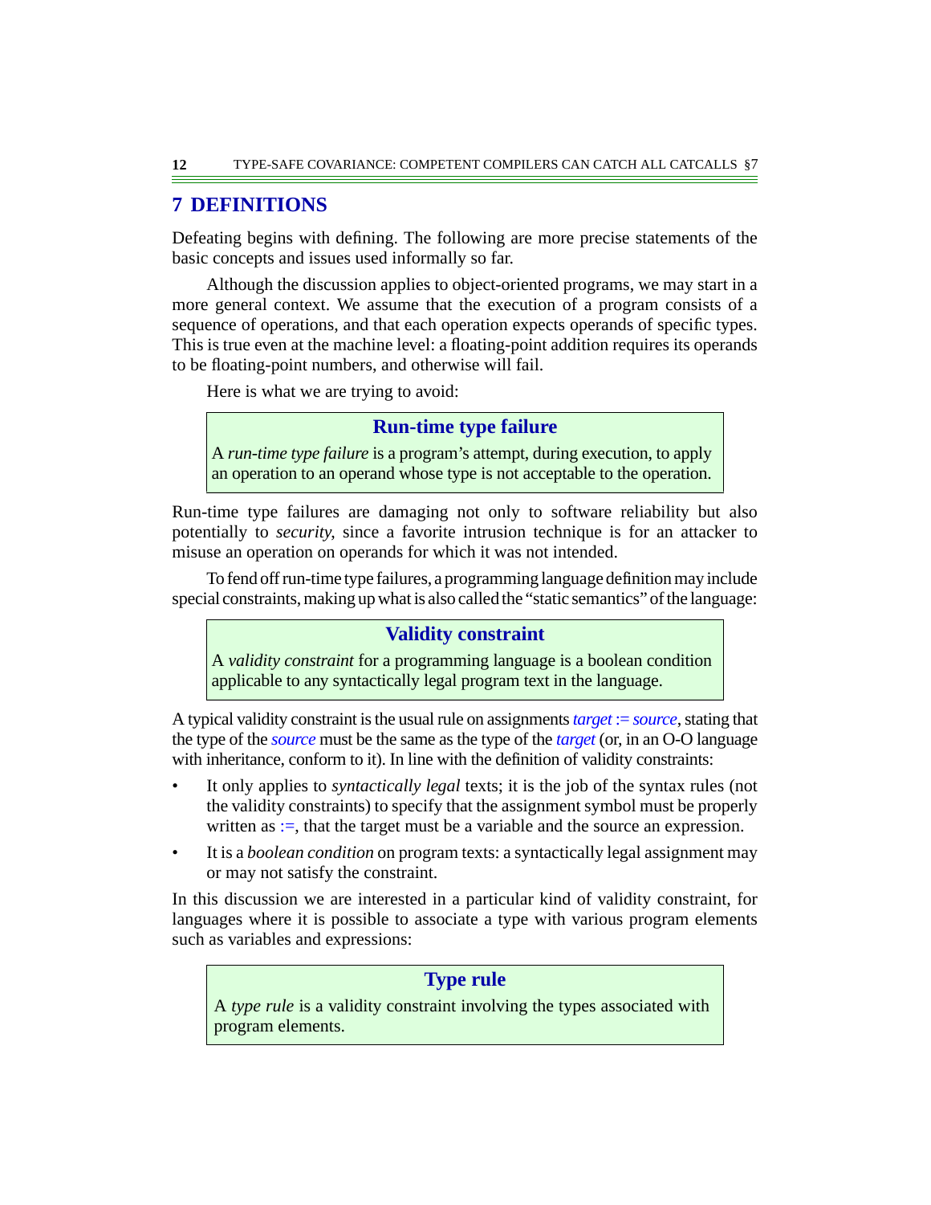## 7 DEFINITIONS

Defeating begins with defining. The following are more precise statements of the basic concepts and issues used informally so far.

Although the discussion applies to object-oriented programs, we may start in a more general context. We assume that the execution of a program consists of a sequence of operations, and that each operation expects operands of specific types. This is true even at the machine level: a floating-point addition requires its operands to be floating-point numbers, and otherwise will fail.

Here is what we are trying to avoid:

> **Run-time type failure**
>
> A *run-time type failure* is a program's attempt, during execution, to apply an operation to an operand whose type is not acceptable to the operation.

Run-time type failures are damaging not only to software reliability but also potentially to *security*, since a favorite intrusion technique is for an attacker to misuse an operation on operands for which it was not intended.

To fend off run-time type failures, a programming language definition may include special constraints, making up what is also called the "static semantics" of the language:

> **Validity constraint**
>
> A *validity constraint* for a programming language is a boolean condition applicable to any syntactically legal program text in the language.

A typical validity constraint is the usual rule on assignments *target* := *source*, stating that the type of the *source* must be the same as the type of the *target* (or, in an O-O language with inheritance, conform to it). In line with the definition of validity constraints:

- It only applies to *syntactically legal* texts; it is the job of the syntax rules (not the validity constraints) to specify that the assignment symbol must be properly written as :=, that the target must be a variable and the source an expression.
- It is a *boolean condition* on program texts: a syntactically legal assignment may or may not satisfy the constraint.

In this discussion we are interested in a particular kind of validity constraint, for languages where it is possible to associate a type with various program elements such as variables and expressions:

> **Type rule**
>
> A *type rule* is a validity constraint involving the types associated with program elements.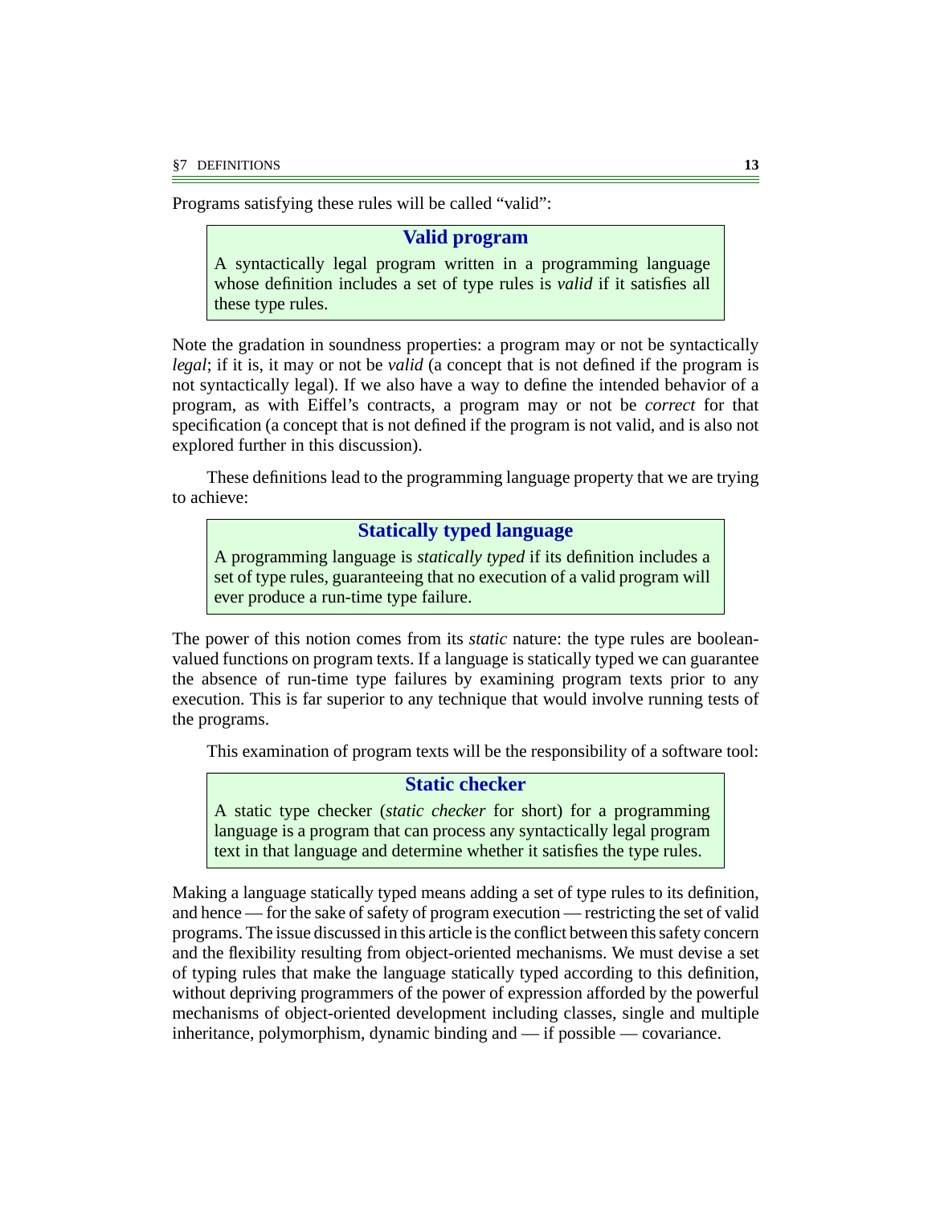Programs satisfying these rules will be called “valid”:

> **Valid program**
>
> A syntactically legal program written in a programming language whose definition includes a set of type rules is *valid* if it satisfies all these type rules.

Note the gradation in soundness properties: a program may or not be syntactically *legal*; if it is, it may or not be *valid* (a concept that is not defined if the program is not syntactically legal). If we also have a way to define the intended behavior of a program, as with Eiffel’s contracts, a program may or not be *correct* for that specification (a concept that is not defined if the program is not valid, and is also not explored further in this discussion).

These definitions lead to the programming language property that we are trying to achieve:

> **Statically typed language**
>
> A programming language is *statically typed* if its definition includes a set of type rules, guaranteeing that no execution of a valid program will ever produce a run-time type failure.

The power of this notion comes from its *static* nature: the type rules are boolean-valued functions on program texts. If a language is statically typed we can guarantee the absence of run-time type failures by examining program texts prior to any execution. This is far superior to any technique that would involve running tests of the programs.

This examination of program texts will be the responsibility of a software tool:

> **Static checker**
>
> A static type checker (*static checker* for short) for a programming language is a program that can process any syntactically legal program text in that language and determine whether it satisfies the type rules.

Making a language statically typed means adding a set of type rules to its definition, and hence — for the sake of safety of program execution — restricting the set of valid programs. The issue discussed in this article is the conflict between this safety concern and the flexibility resulting from object-oriented mechanisms. We must devise a set of typing rules that make the language statically typed according to this definition, without depriving programmers of the power of expression afforded by the powerful mechanisms of object-oriented development including classes, single and multiple inheritance, polymorphism, dynamic binding and — if possible — covariance.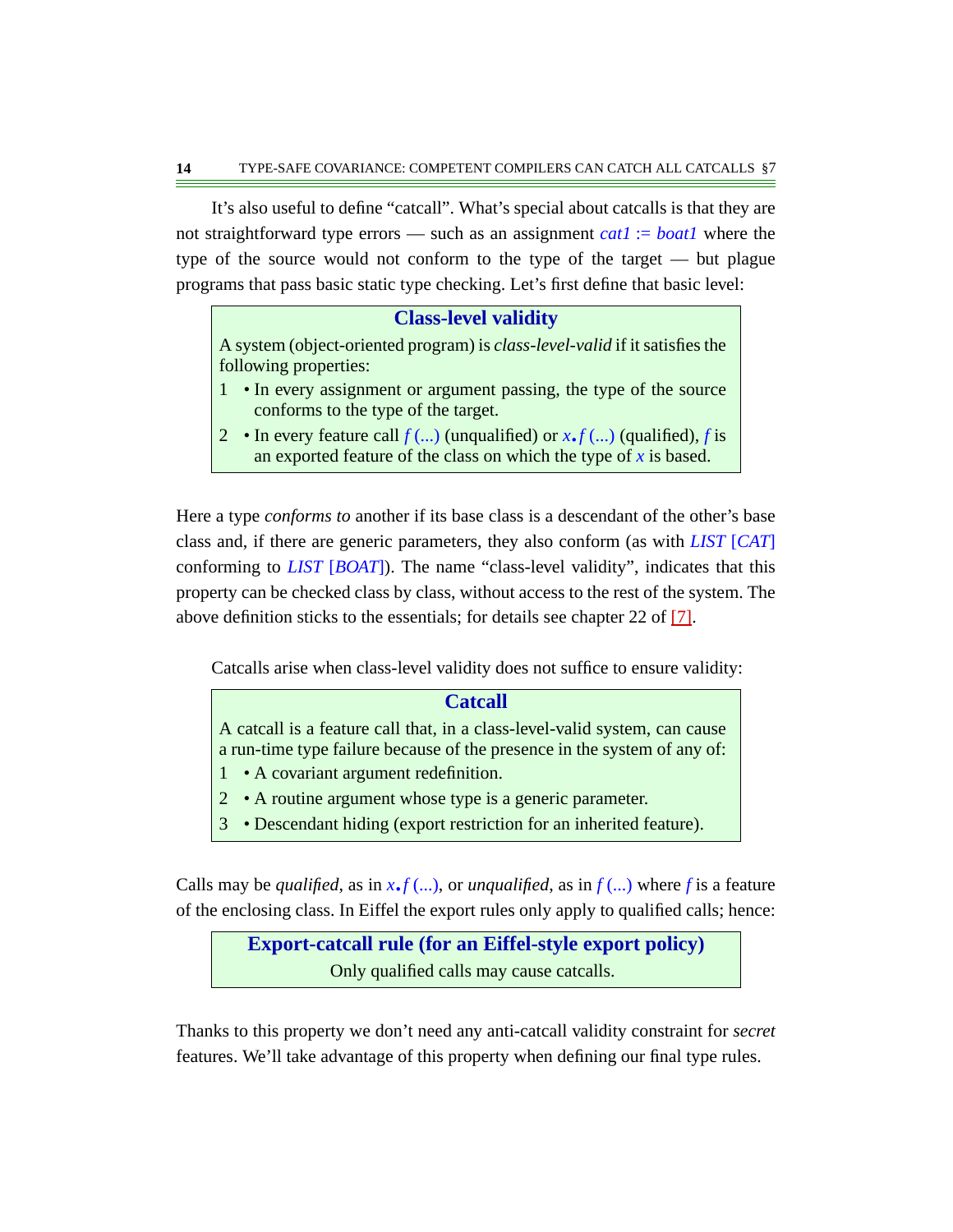It's also useful to define "catcall". What's special about catcalls is that they are not straightforward type errors — such as an assignment *cat1* := *boat1* where the type of the source would not conform to the type of the target — but plague programs that pass basic static type checking. Let's first define that basic level:

> **Class-level validity**
>
> A system (object-oriented program) is *class-level-valid* if it satisfies the following properties:
>
> 1. • In every assignment or argument passing, the type of the source conforms to the type of the target.
> 2. • In every feature call *f* (...) (unqualified) or *x*.*f* (...) (qualified), *f* is an exported feature of the class on which the type of *x* is based.

Here a type *conforms to* another if its base class is a descendant of the other's base class and, if there are generic parameters, they also conform (as with *LIST* [*CAT*] conforming to *LIST* [*BOAT*]). The name "class-level validity", indicates that this property can be checked class by class, without access to the rest of the system. The above definition sticks to the essentials; for details see chapter 22 of [7].

Catcalls arise when class-level validity does not suffice to ensure validity:

> **Catcall**
>
> A catcall is a feature call that, in a class-level-valid system, can cause a run-time type failure because of the presence in the system of any of:
>
> 1. • A covariant argument redefinition.
> 2. • A routine argument whose type is a generic parameter.
> 3. • Descendant hiding (export restriction for an inherited feature).

Calls may be *qualified*, as in *x*.*f* (...), or *unqualified*, as in *f* (...) where *f* is a feature of the enclosing class. In Eiffel the export rules only apply to qualified calls; hence:

> **Export-catcall rule (for an Eiffel-style export policy)**
>
> Only qualified calls may cause catcalls.

Thanks to this property we don't need any anti-catcall validity constraint for *secret* features. We'll take advantage of this property when defining our final type rules.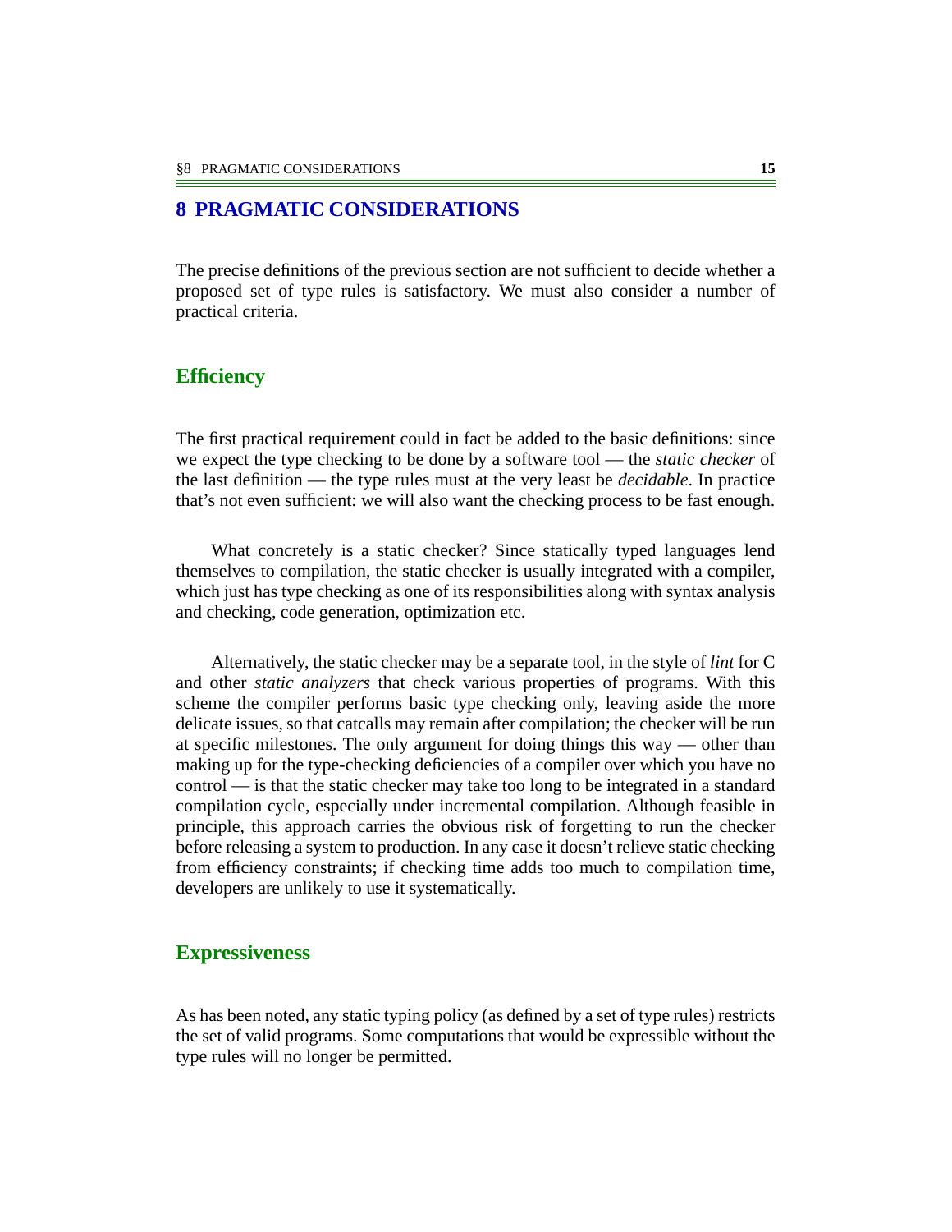# 8 PRAGMATIC CONSIDERATIONS

The precise definitions of the previous section are not sufficient to decide whether a proposed set of type rules is satisfactory. We must also consider a number of practical criteria.

## Efficiency

The first practical requirement could in fact be added to the basic definitions: since we expect the type checking to be done by a software tool — the *static checker* of the last definition — the type rules must at the very least be *decidable*. In practice that's not even sufficient: we will also want the checking process to be fast enough.

What concretely is a static checker? Since statically typed languages lend themselves to compilation, the static checker is usually integrated with a compiler, which just has type checking as one of its responsibilities along with syntax analysis and checking, code generation, optimization etc.

Alternatively, the static checker may be a separate tool, in the style of *lint* for C and other *static analyzers* that check various properties of programs. With this scheme the compiler performs basic type checking only, leaving aside the more delicate issues, so that catcalls may remain after compilation; the checker will be run at specific milestones. The only argument for doing things this way — other than making up for the type-checking deficiencies of a compiler over which you have no control — is that the static checker may take too long to be integrated in a standard compilation cycle, especially under incremental compilation. Although feasible in principle, this approach carries the obvious risk of forgetting to run the checker before releasing a system to production. In any case it doesn't relieve static checking from efficiency constraints; if checking time adds too much to compilation time, developers are unlikely to use it systematically.

## Expressiveness

As has been noted, any static typing policy (as defined by a set of type rules) restricts the set of valid programs. Some computations that would be expressible without the type rules will no longer be permitted.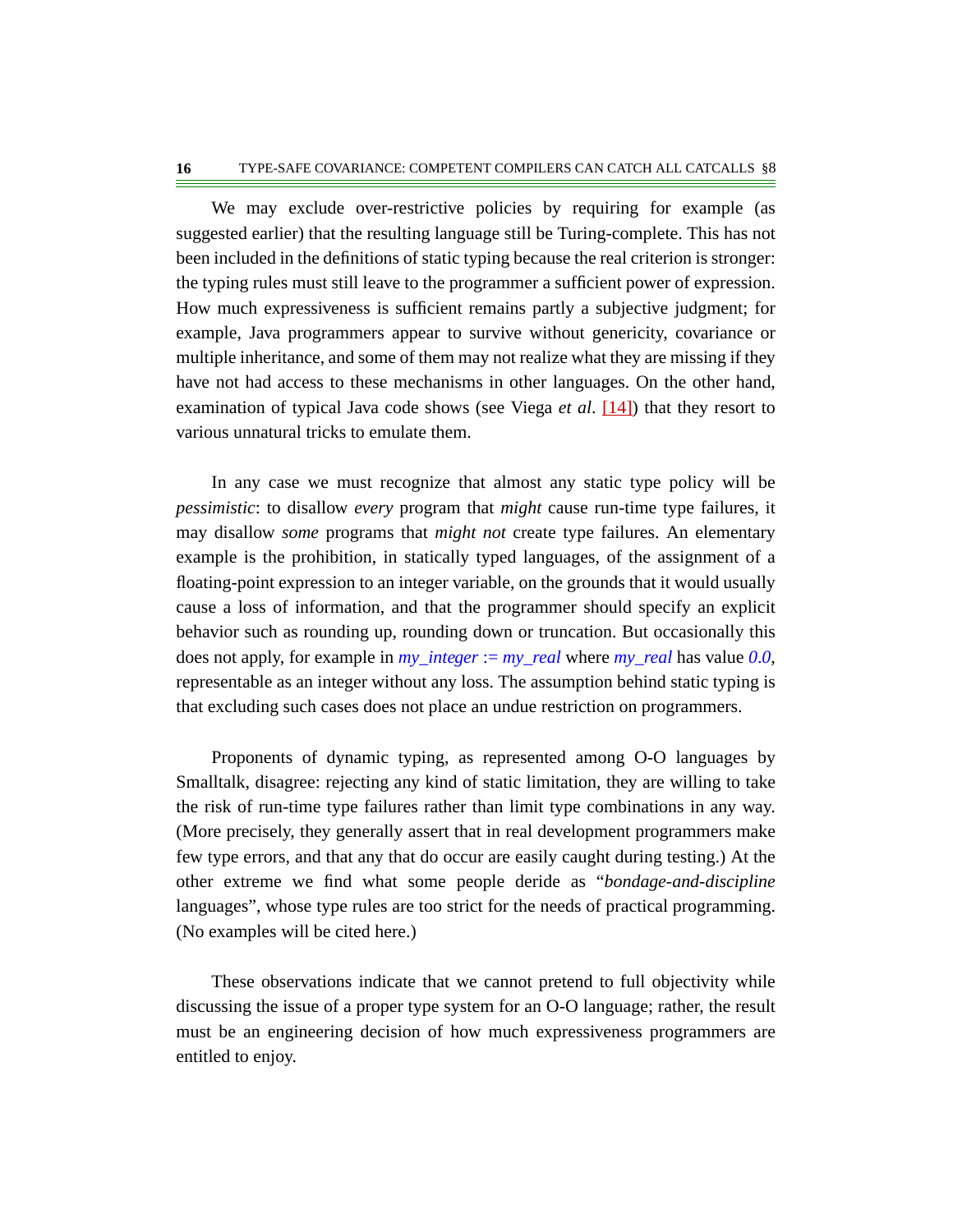We may exclude over-restrictive policies by requiring for example (as suggested earlier) that the resulting language still be Turing-complete. This has not been included in the definitions of static typing because the real criterion is stronger: the typing rules must still leave to the programmer a sufficient power of expression. How much expressiveness is sufficient remains partly a subjective judgment; for example, Java programmers appear to survive without genericity, covariance or multiple inheritance, and some of them may not realize what they are missing if they have not had access to these mechanisms in other languages. On the other hand, examination of typical Java code shows (see Viega *et al*. [14]) that they resort to various unnatural tricks to emulate them.

In any case we must recognize that almost any static type policy will be *pessimistic*: to disallow *every* program that *might* cause run-time type failures, it may disallow *some* programs that *might not* create type failures. An elementary example is the prohibition, in statically typed languages, of the assignment of a floating-point expression to an integer variable, on the grounds that it would usually cause a loss of information, and that the programmer should specify an explicit behavior such as rounding up, rounding down or truncation. But occasionally this does not apply, for example in *my_integer* := *my_real* where *my_real* has value *0.0*, representable as an integer without any loss. The assumption behind static typing is that excluding such cases does not place an undue restriction on programmers.

Proponents of dynamic typing, as represented among O-O languages by Smalltalk, disagree: rejecting any kind of static limitation, they are willing to take the risk of run-time type failures rather than limit type combinations in any way. (More precisely, they generally assert that in real development programmers make few type errors, and that any that do occur are easily caught during testing.) At the other extreme we find what some people deride as "*bondage-and-discipline* languages", whose type rules are too strict for the needs of practical programming. (No examples will be cited here.)

These observations indicate that we cannot pretend to full objectivity while discussing the issue of a proper type system for an O-O language; rather, the result must be an engineering decision of how much expressiveness programmers are entitled to enjoy.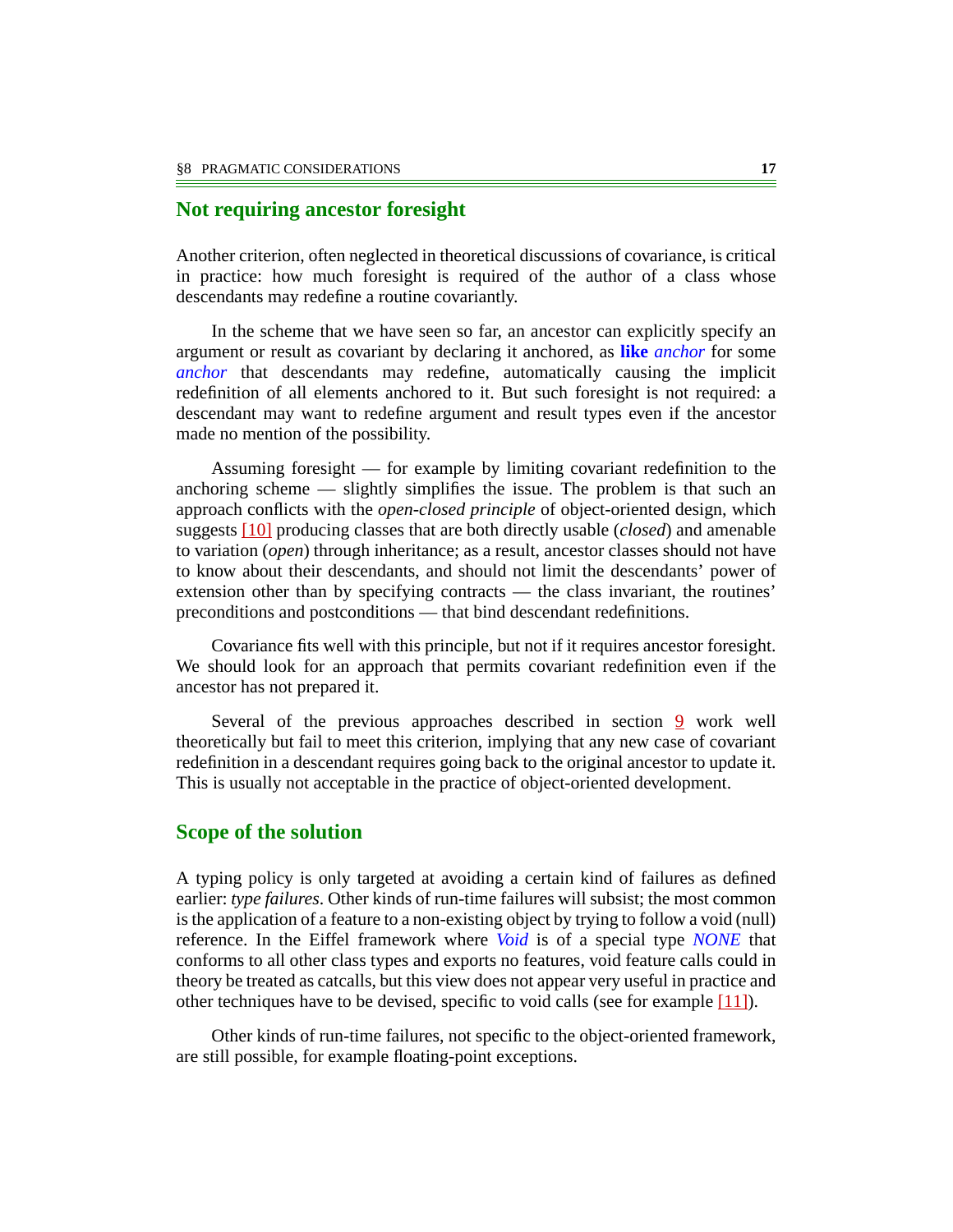## Not requiring ancestor foresight

Another criterion, often neglected in theoretical discussions of covariance, is critical in practice: how much foresight is required of the author of a class whose descendants may redefine a routine covariantly.

In the scheme that we have seen so far, an ancestor can explicitly specify an argument or result as covariant by declaring it anchored, as **like** *anchor* for some *anchor* that descendants may redefine, automatically causing the implicit redefinition of all elements anchored to it. But such foresight is not required: a descendant may want to redefine argument and result types even if the ancestor made no mention of the possibility.

Assuming foresight — for example by limiting covariant redefinition to the anchoring scheme — slightly simplifies the issue. The problem is that such an approach conflicts with the *open-closed principle* of object-oriented design, which suggests [10] producing classes that are both directly usable (*closed*) and amenable to variation (*open*) through inheritance; as a result, ancestor classes should not have to know about their descendants, and should not limit the descendants' power of extension other than by specifying contracts — the class invariant, the routines' preconditions and postconditions — that bind descendant redefinitions.

Covariance fits well with this principle, but not if it requires ancestor foresight. We should look for an approach that permits covariant redefinition even if the ancestor has not prepared it.

Several of the previous approaches described in section 9 work well theoretically but fail to meet this criterion, implying that any new case of covariant redefinition in a descendant requires going back to the original ancestor to update it. This is usually not acceptable in the practice of object-oriented development.

## Scope of the solution

A typing policy is only targeted at avoiding a certain kind of failures as defined earlier: *type failures*. Other kinds of run-time failures will subsist; the most common is the application of a feature to a non-existing object by trying to follow a void (null) reference. In the Eiffel framework where *Void* is of a special type *NONE* that conforms to all other class types and exports no features, void feature calls could in theory be treated as catcalls, but this view does not appear very useful in practice and other techniques have to be devised, specific to void calls (see for example [11]).

Other kinds of run-time failures, not specific to the object-oriented framework, are still possible, for example floating-point exceptions.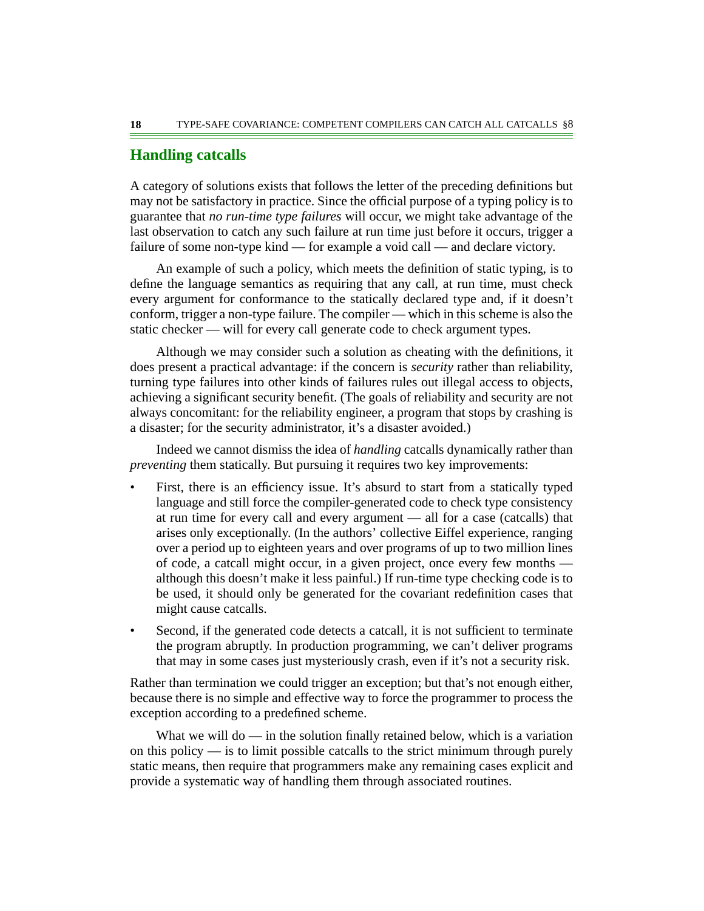## Handling catcalls

A category of solutions exists that follows the letter of the preceding definitions but may not be satisfactory in practice. Since the official purpose of a typing policy is to guarantee that *no run-time type failures* will occur, we might take advantage of the last observation to catch any such failure at run time just before it occurs, trigger a failure of some non-type kind — for example a void call — and declare victory.

An example of such a policy, which meets the definition of static typing, is to define the language semantics as requiring that any call, at run time, must check every argument for conformance to the statically declared type and, if it doesn't conform, trigger a non-type failure. The compiler — which in this scheme is also the static checker — will for every call generate code to check argument types.

Although we may consider such a solution as cheating with the definitions, it does present a practical advantage: if the concern is *security* rather than reliability, turning type failures into other kinds of failures rules out illegal access to objects, achieving a significant security benefit. (The goals of reliability and security are not always concomitant: for the reliability engineer, a program that stops by crashing is a disaster; for the security administrator, it's a disaster avoided.)

Indeed we cannot dismiss the idea of *handling* catcalls dynamically rather than *preventing* them statically. But pursuing it requires two key improvements:

- First, there is an efficiency issue. It's absurd to start from a statically typed language and still force the compiler-generated code to check type consistency at run time for every call and every argument — all for a case (catcalls) that arises only exceptionally. (In the authors' collective Eiffel experience, ranging over a period up to eighteen years and over programs of up to two million lines of code, a catcall might occur, in a given project, once every few months — although this doesn't make it less painful.) If run-time type checking code is to be used, it should only be generated for the covariant redefinition cases that might cause catcalls.
- Second, if the generated code detects a catcall, it is not sufficient to terminate the program abruptly. In production programming, we can't deliver programs that may in some cases just mysteriously crash, even if it's not a security risk.

Rather than termination we could trigger an exception; but that's not enough either, because there is no simple and effective way to force the programmer to process the exception according to a predefined scheme.

What we will do — in the solution finally retained below, which is a variation on this policy — is to limit possible catcalls to the strict minimum through purely static means, then require that programmers make any remaining cases explicit and provide a systematic way of handling them through associated routines.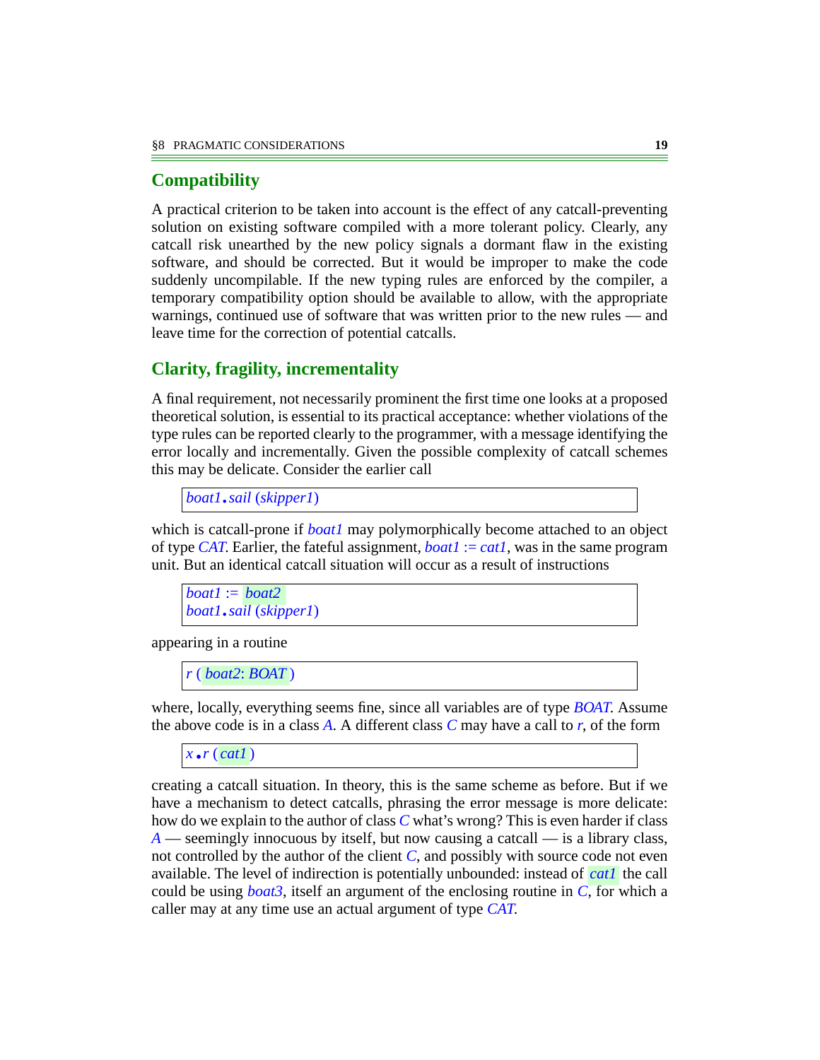## Compatibility

A practical criterion to be taken into account is the effect of any catcall-preventing solution on existing software compiled with a more tolerant policy. Clearly, any catcall risk unearthed by the new policy signals a dormant flaw in the existing software, and should be corrected. But it would be improper to make the code suddenly uncompilable. If the new typing rules are enforced by the compiler, a temporary compatibility option should be available to allow, with the appropriate warnings, continued use of software that was written prior to the new rules — and leave time for the correction of potential catcalls.

## Clarity, fragility, incrementality

A final requirement, not necessarily prominent the first time one looks at a proposed theoretical solution, is essential to its practical acceptance: whether violations of the type rules can be reported clearly to the programmer, with a message identifying the error locally and incrementally. Given the possible complexity of catcall schemes this may be delicate. Consider the earlier call

```
boat1.sail (skipper1)
```

which is catcall-prone if *boat1* may polymorphically become attached to an object of type *CAT*. Earlier, the fateful assignment, *boat1* := *cat1*, was in the same program unit. But an identical catcall situation will occur as a result of instructions

```
boat1 := boat2
boat1.sail (skipper1)
```

appearing in a routine

```
r ( boat2: BOAT )
```

where, locally, everything seems fine, since all variables are of type *BOAT*. Assume the above code is in a class *A*. A different class *C* may have a call to *r*, of the form

```
x.r ( cat1 )
```

creating a catcall situation. In theory, this is the same scheme as before. But if we have a mechanism to detect catcalls, phrasing the error message is more delicate: how do we explain to the author of class *C* what's wrong? This is even harder if class *A* — seemingly innocuous by itself, but now causing a catcall — is a library class, not controlled by the author of the client *C*, and possibly with source code not even available. The level of indirection is potentially unbounded: instead of *cat1* the call could be using *boat3*, itself an argument of the enclosing routine in *C*, for which a caller may at any time use an actual argument of type *CAT*.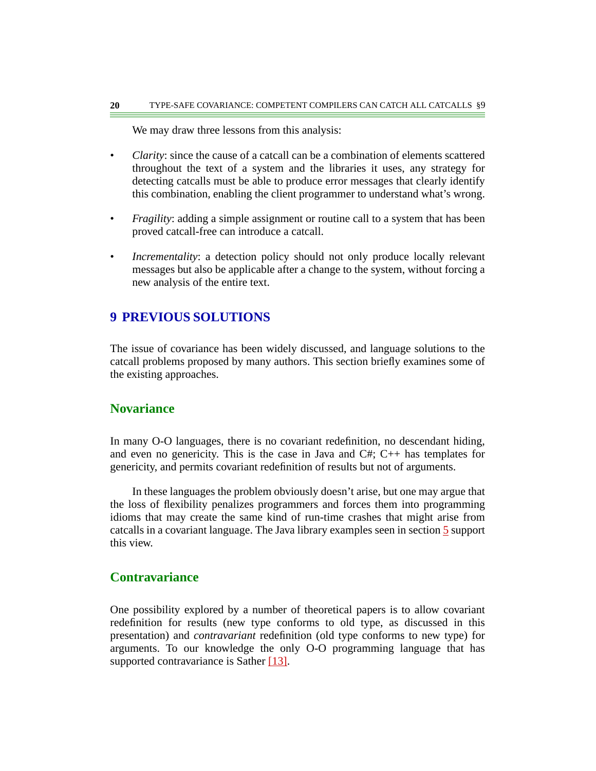We may draw three lessons from this analysis:

- *Clarity*: since the cause of a catcall can be a combination of elements scattered throughout the text of a system and the libraries it uses, any strategy for detecting catcalls must be able to produce error messages that clearly identify this combination, enabling the client programmer to understand what's wrong.
- *Fragility*: adding a simple assignment or routine call to a system that has been proved catcall-free can introduce a catcall.
- *Incrementality*: a detection policy should not only produce locally relevant messages but also be applicable after a change to the system, without forcing a new analysis of the entire text.

# 9 PREVIOUS SOLUTIONS

The issue of covariance has been widely discussed, and language solutions to the catcall problems proposed by many authors. This section briefly examines some of the existing approaches.

## Novariance

In many O-O languages, there is no covariant redefinition, no descendant hiding, and even no genericity. This is the case in Java and C#; C++ has templates for genericity, and permits covariant redefinition of results but not of arguments.

In these languages the problem obviously doesn't arise, but one may argue that the loss of flexibility penalizes programmers and forces them into programming idioms that may create the same kind of run-time crashes that might arise from catcalls in a covariant language. The Java library examples seen in section 5 support this view.

## Contravariance

One possibility explored by a number of theoretical papers is to allow covariant redefinition for results (new type conforms to old type, as discussed in this presentation) and *contravariant* redefinition (old type conforms to new type) for arguments. To our knowledge the only O-O programming language that has supported contravariance is Sather [13].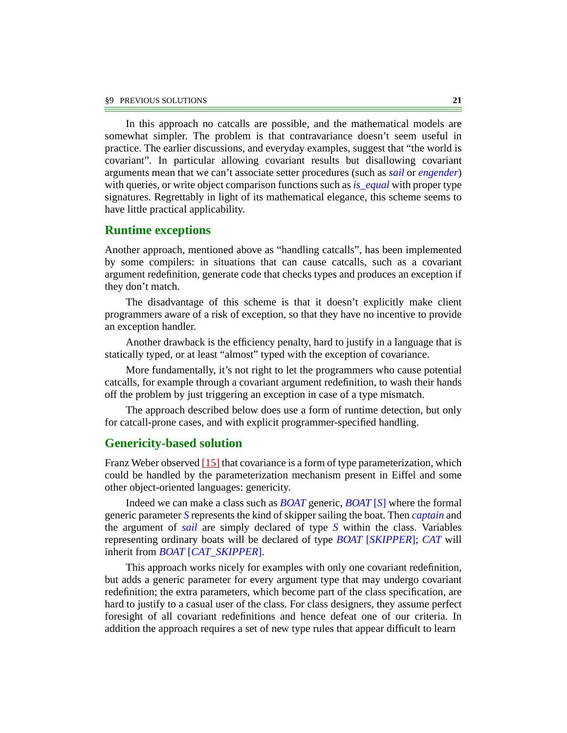In this approach no catcalls are possible, and the mathematical models are somewhat simpler. The problem is that contravariance doesn't seem useful in practice. The earlier discussions, and everyday examples, suggest that "the world is covariant". In particular allowing covariant results but disallowing covariant arguments mean that we can't associate setter procedures (such as *sail* or *engender*) with queries, or write object comparison functions such as *is_equal* with proper type signatures. Regrettably in light of its mathematical elegance, this scheme seems to have little practical applicability.

## Runtime exceptions

Another approach, mentioned above as "handling catcalls", has been implemented by some compilers: in situations that can cause catcalls, such as a covariant argument redefinition, generate code that checks types and produces an exception if they don't match.

The disadvantage of this scheme is that it doesn't explicitly make client programmers aware of a risk of exception, so that they have no incentive to provide an exception handler.

Another drawback is the efficiency penalty, hard to justify in a language that is statically typed, or at least "almost" typed with the exception of covariance.

More fundamentally, it's not right to let the programmers who cause potential catcalls, for example through a covariant argument redefinition, to wash their hands off the problem by just triggering an exception in case of a type mismatch.

The approach described below does use a form of runtime detection, but only for catcall-prone cases, and with explicit programmer-specified handling.

## Genericity-based solution

Franz Weber observed [15] that covariance is a form of type parameterization, which could be handled by the parameterization mechanism present in Eiffel and some other object-oriented languages: genericity.

Indeed we can make a class such as *BOAT* generic, *BOAT* [*S*] where the formal generic parameter *S* represents the kind of skipper sailing the boat. Then *captain* and the argument of *sail* are simply declared of type *S* within the class. Variables representing ordinary boats will be declared of type *BOAT* [*SKIPPER*]; *CAT* will inherit from *BOAT* [*CAT_SKIPPER*].

This approach works nicely for examples with only one covariant redefinition, but adds a generic parameter for every argument type that may undergo covariant redefinition; the extra parameters, which become part of the class specification, are hard to justify to a casual user of the class. For class designers, they assume perfect foresight of all covariant redefinitions and hence defeat one of our criteria. In addition the approach requires a set of new type rules that appear difficult to learn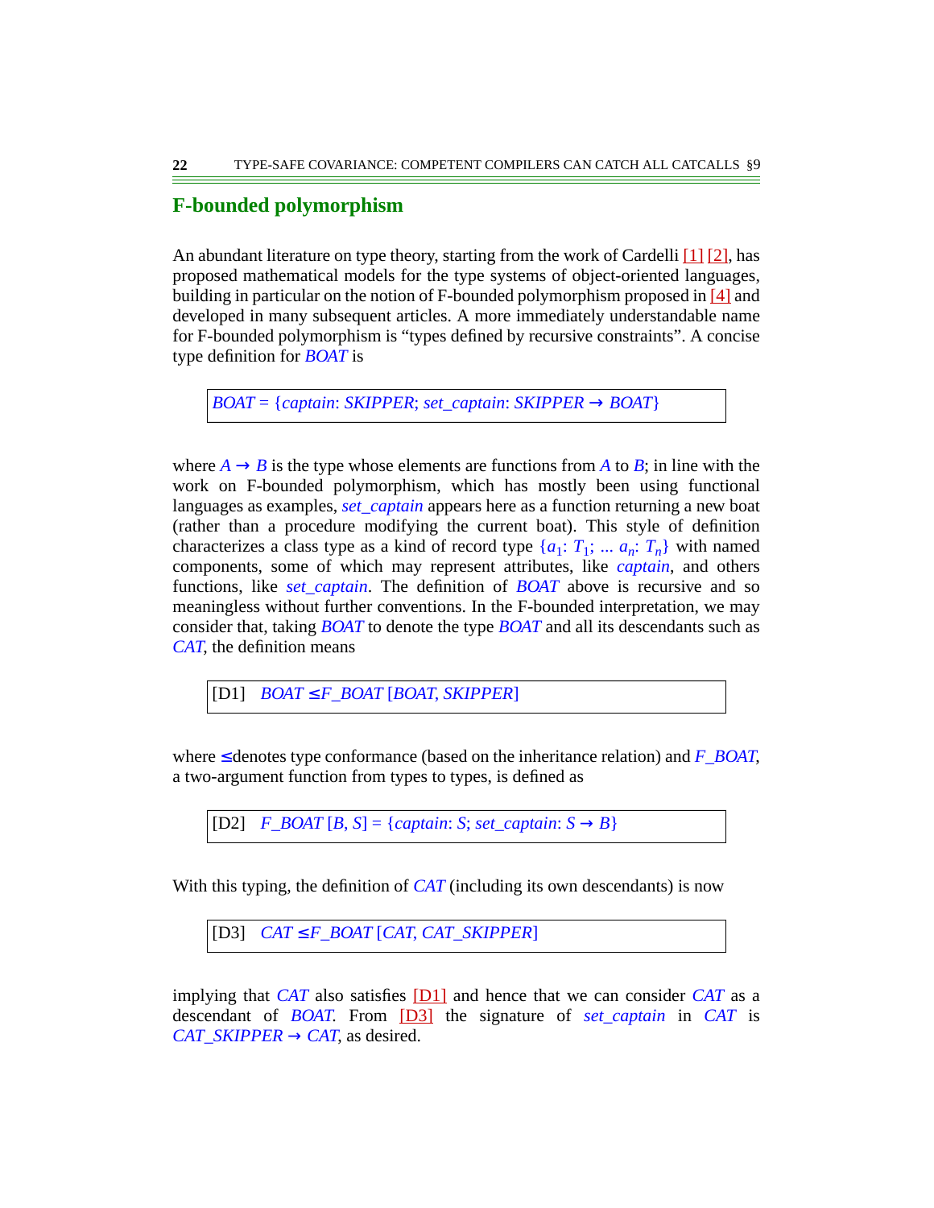## F-bounded polymorphism

An abundant literature on type theory, starting from the work of Cardelli [1] [2], has proposed mathematical models for the type systems of object-oriented languages, building in particular on the notion of F-bounded polymorphism proposed in [4] and developed in many subsequent articles. A more immediately understandable name for F-bounded polymorphism is "types defined by recursive constraints". A concise type definition for *BOAT* is

| *BOAT* = {*captain*: *SKIPPER*; *set_captain*: *SKIPPER* → *BOAT*} |
|---|

where *A* → *B* is the type whose elements are functions from *A* to *B*; in line with the work on F-bounded polymorphism, which has mostly been using functional languages as examples, *set_captain* appears here as a function returning a new boat (rather than a procedure modifying the current boat). This style of definition characterizes a class type as a kind of record type $\{a_1: T_1; \ldots a_n: T_n\}$ with named components, some of which may represent attributes, like *captain*, and others functions, like *set_captain*. The definition of *BOAT* above is recursive and so meaningless without further conventions. In the F-bounded interpretation, we may consider that, taking *BOAT* to denote the type *BOAT* and all its descendants such as *CAT*, the definition means

| [D1] *BOAT* ≤ *F_BOAT* [*BOAT*, *SKIPPER*] |
|---|

where ≤ denotes type conformance (based on the inheritance relation) and *F_BOAT*, a two-argument function from types to types, is defined as

| [D2] *F_BOAT* [*B*, *S*] = {*captain*: *S*; *set_captain*: *S* → *B*} |
|---|

With this typing, the definition of *CAT* (including its own descendants) is now

| [D3] *CAT* ≤ *F_BOAT* [*CAT*, *CAT_SKIPPER*] |
|---|

implying that *CAT* also satisfies [D1] and hence that we can consider *CAT* as a descendant of *BOAT*. From [D3] the signature of *set_captain* in *CAT* is *CAT_SKIPPER* → *CAT*, as desired.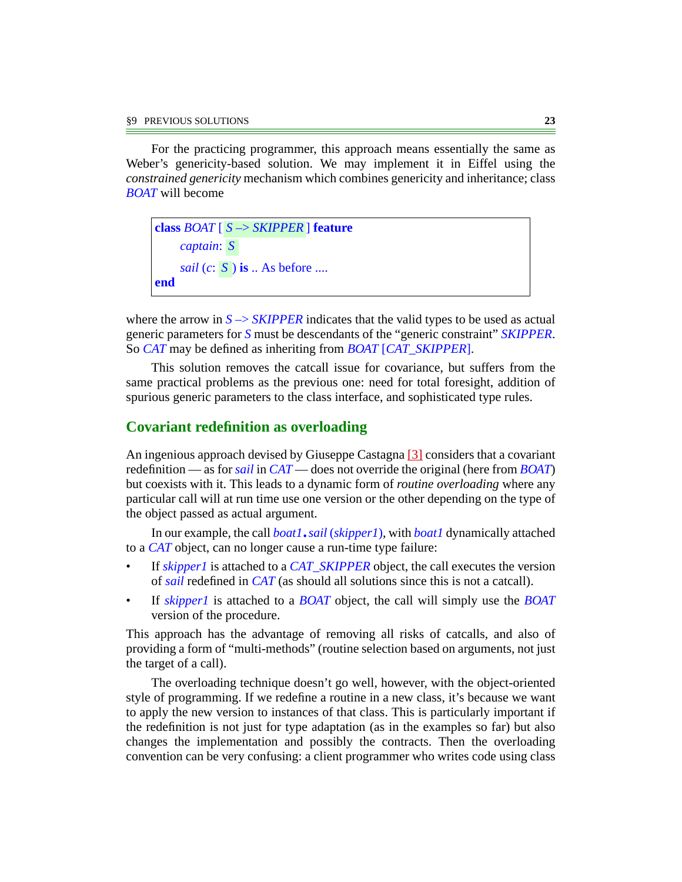For the practicing programmer, this approach means essentially the same as Weber's genericity-based solution. We may implement it in Eiffel using the *constrained genericity* mechanism which combines genericity and inheritance; class *BOAT* will become

```
class BOAT [ S –> SKIPPER ] feature
    captain: S
    sail (c: S ) is .. As before ....
end
```

where the arrow in *S –> SKIPPER* indicates that the valid types to be used as actual generic parameters for *S* must be descendants of the "generic constraint" *SKIPPER*. So *CAT* may be defined as inheriting from *BOAT* [*CAT_SKIPPER*].

This solution removes the catcall issue for covariance, but suffers from the same practical problems as the previous one: need for total foresight, addition of spurious generic parameters to the class interface, and sophisticated type rules.

## Covariant redefinition as overloading

An ingenious approach devised by Giuseppe Castagna [3] considers that a covariant redefinition — as for *sail* in *CAT* — does not override the original (here from *BOAT*) but coexists with it. This leads to a dynamic form of *routine overloading* where any particular call will at run time use one version or the other depending on the type of the object passed as actual argument.

In our example, the call *boat1*.*sail* (*skipper1*), with *boat1* dynamically attached to a *CAT* object, can no longer cause a run-time type failure:

- If *skipper1* is attached to a *CAT_SKIPPER* object, the call executes the version of *sail* redefined in *CAT* (as should all solutions since this is not a catcall).
- If *skipper1* is attached to a *BOAT* object, the call will simply use the *BOAT* version of the procedure.

This approach has the advantage of removing all risks of catcalls, and also of providing a form of "multi-methods" (routine selection based on arguments, not just the target of a call).

The overloading technique doesn't go well, however, with the object-oriented style of programming. If we redefine a routine in a new class, it's because we want to apply the new version to instances of that class. This is particularly important if the redefinition is not just for type adaptation (as in the examples so far) but also changes the implementation and possibly the contracts. Then the overloading convention can be very confusing: a client programmer who writes code using class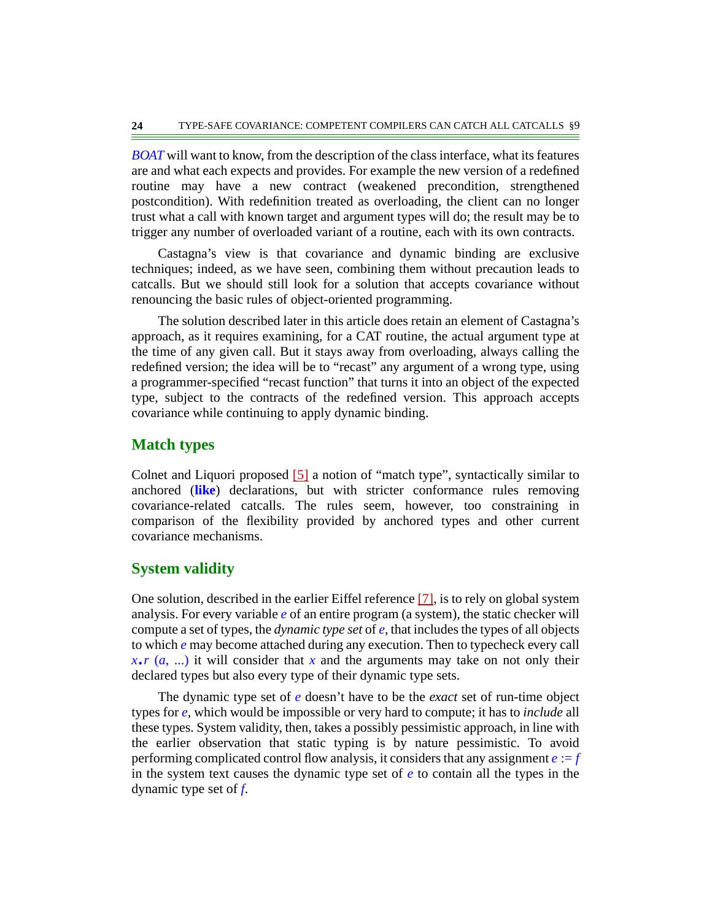*BOAT* will want to know, from the description of the class interface, what its features are and what each expects and provides. For example the new version of a redefined routine may have a new contract (weakened precondition, strengthened postcondition). With redefinition treated as overloading, the client can no longer trust what a call with known target and argument types will do; the result may be to trigger any number of overloaded variant of a routine, each with its own contracts.

Castagna's view is that covariance and dynamic binding are exclusive techniques; indeed, as we have seen, combining them without precaution leads to catcalls. But we should still look for a solution that accepts covariance without renouncing the basic rules of object-oriented programming.

The solution described later in this article does retain an element of Castagna's approach, as it requires examining, for a CAT routine, the actual argument type at the time of any given call. But it stays away from overloading, always calling the redefined version; the idea will be to "recast" any argument of a wrong type, using a programmer-specified "recast function" that turns it into an object of the expected type, subject to the contracts of the redefined version. This approach accepts covariance while continuing to apply dynamic binding.

## Match types

Colnet and Liquori proposed [5] a notion of "match type", syntactically similar to anchored (**like**) declarations, but with stricter conformance rules removing covariance-related catcalls. The rules seem, however, too constraining in comparison of the flexibility provided by anchored types and other current covariance mechanisms.

## System validity

One solution, described in the earlier Eiffel reference [7], is to rely on global system analysis. For every variable *e* of an entire program (a system), the static checker will compute a set of types, the *dynamic type set* of *e*, that includes the types of all objects to which *e* may become attached during any execution. Then to typecheck every call *x*.*r* (*a*, ...) it will consider that *x* and the arguments may take on not only their declared types but also every type of their dynamic type sets.

The dynamic type set of *e* doesn't have to be the *exact* set of run-time object types for *e*, which would be impossible or very hard to compute; it has to *include* all these types. System validity, then, takes a possibly pessimistic approach, in line with the earlier observation that static typing is by nature pessimistic. To avoid performing complicated control flow analysis, it considers that any assignment *e* := *f* in the system text causes the dynamic type set of *e* to contain all the types in the dynamic type set of *f*.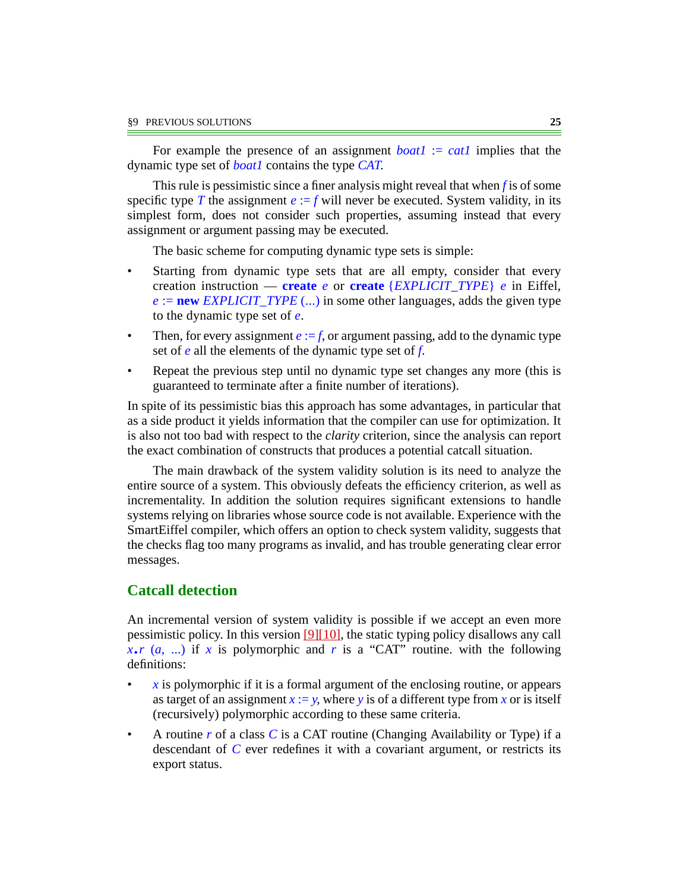For example the presence of an assignment *boat1 := cat1* implies that the dynamic type set of *boat1* contains the type *CAT*.

This rule is pessimistic since a finer analysis might reveal that when *f* is of some specific type *T* the assignment *e := f* will never be executed. System validity, in its simplest form, does not consider such properties, assuming instead that every assignment or argument passing may be executed.

The basic scheme for computing dynamic type sets is simple:

- Starting from dynamic type sets that are all empty, consider that every creation instruction — **create** *e* or **create** {*EXPLICIT_TYPE*} *e* in Eiffel, *e* := **new** *EXPLICIT_TYPE* (...) in some other languages, adds the given type to the dynamic type set of *e*.
- Then, for every assignment *e := f*, or argument passing, add to the dynamic type set of *e* all the elements of the dynamic type set of *f*.
- Repeat the previous step until no dynamic type set changes any more (this is guaranteed to terminate after a finite number of iterations).

In spite of its pessimistic bias this approach has some advantages, in particular that as a side product it yields information that the compiler can use for optimization. It is also not too bad with respect to the *clarity* criterion, since the analysis can report the exact combination of constructs that produces a potential catcall situation.

The main drawback of the system validity solution is its need to analyze the entire source of a system. This obviously defeats the efficiency criterion, as well as incrementality. In addition the solution requires significant extensions to handle systems relying on libraries whose source code is not available. Experience with the SmartEiffel compiler, which offers an option to check system validity, suggests that the checks flag too many programs as invalid, and has trouble generating clear error messages.

## Catcall detection

An incremental version of system validity is possible if we accept an even more pessimistic policy. In this version [9][10], the static typing policy disallows any call *x*.*r* (*a*, ...) if *x* is polymorphic and *r* is a "CAT" routine. with the following definitions:

- *x* is polymorphic if it is a formal argument of the enclosing routine, or appears as target of an assignment *x := y*, where *y* is of a different type from *x* or is itself (recursively) polymorphic according to these same criteria.
- A routine *r* of a class *C* is a CAT routine (Changing Availability or Type) if a descendant of *C* ever redefines it with a covariant argument, or restricts its export status.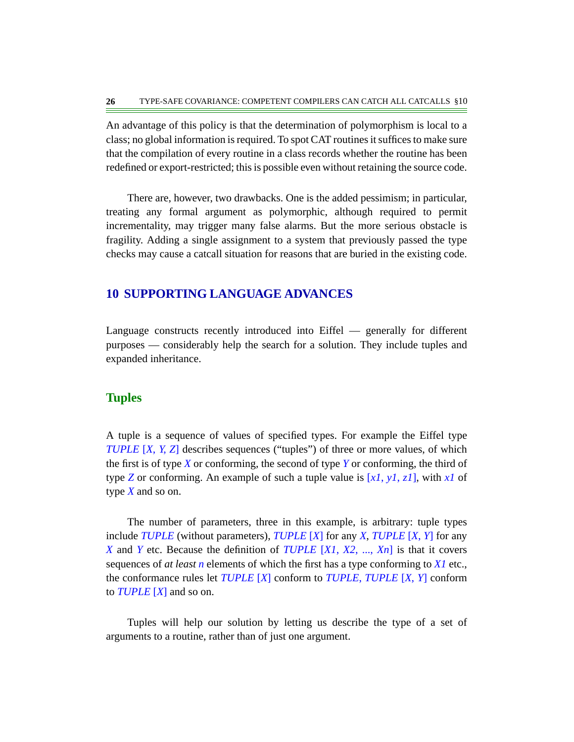An advantage of this policy is that the determination of polymorphism is local to a class; no global information is required. To spot CAT routines it suffices to make sure that the compilation of every routine in a class records whether the routine has been redefined or export-restricted; this is possible even without retaining the source code.

There are, however, two drawbacks. One is the added pessimism; in particular, treating any formal argument as polymorphic, although required to permit incrementality, may trigger many false alarms. But the more serious obstacle is fragility. Adding a single assignment to a system that previously passed the type checks may cause a catcall situation for reasons that are buried in the existing code.

## 10 SUPPORTING LANGUAGE ADVANCES

Language constructs recently introduced into Eiffel — generally for different purposes — considerably help the search for a solution. They include tuples and expanded inheritance.

### Tuples

A tuple is a sequence of values of specified types. For example the Eiffel type *TUPLE* [*X*, *Y*, *Z*] describes sequences ("tuples") of three or more values, of which the first is of type *X* or conforming, the second of type *Y* or conforming, the third of type *Z* or conforming. An example of such a tuple value is [*x1*, *y1*, *z1*], with *x1* of type *X* and so on.

The number of parameters, three in this example, is arbitrary: tuple types include *TUPLE* (without parameters), *TUPLE* [*X*] for any *X*, *TUPLE* [*X*, *Y*] for any *X* and *Y* etc. Because the definition of *TUPLE* [*X1*, *X2*, ..., *Xn*] is that it covers sequences of *at least* *n* elements of which the first has a type conforming to *X1* etc., the conformance rules let *TUPLE* [*X*] conform to *TUPLE*, *TUPLE* [*X*, *Y*] conform to *TUPLE* [*X*] and so on.

Tuples will help our solution by letting us describe the type of a set of arguments to a routine, rather than of just one argument.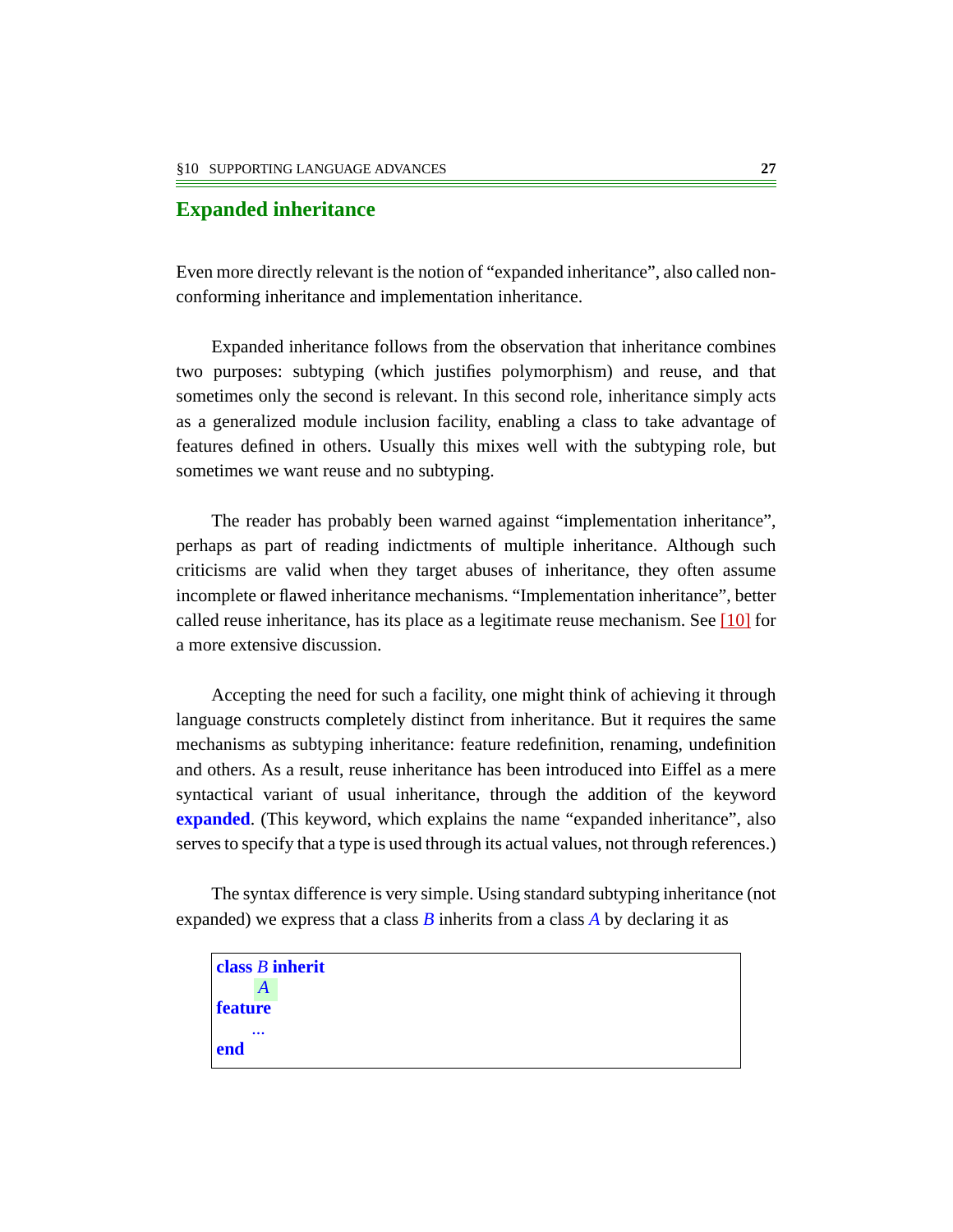## Expanded inheritance

Even more directly relevant is the notion of “expanded inheritance”, also called non-conforming inheritance and implementation inheritance.

Expanded inheritance follows from the observation that inheritance combines two purposes: subtyping (which justifies polymorphism) and reuse, and that sometimes only the second is relevant. In this second role, inheritance simply acts as a generalized module inclusion facility, enabling a class to take advantage of features defined in others. Usually this mixes well with the subtyping role, but sometimes we want reuse and no subtyping.

The reader has probably been warned against “implementation inheritance”, perhaps as part of reading indictments of multiple inheritance. Although such criticisms are valid when they target abuses of inheritance, they often assume incomplete or flawed inheritance mechanisms. “Implementation inheritance”, better called reuse inheritance, has its place as a legitimate reuse mechanism. See [10] for a more extensive discussion.

Accepting the need for such a facility, one might think of achieving it through language constructs completely distinct from inheritance. But it requires the same mechanisms as subtyping inheritance: feature redefinition, renaming, undefinition and others. As a result, reuse inheritance has been introduced into Eiffel as a mere syntactical variant of usual inheritance, through the addition of the keyword **expanded**. (This keyword, which explains the name “expanded inheritance”, also serves to specify that a type is used through its actual values, not through references.)

The syntax difference is very simple. Using standard subtyping inheritance (not expanded) we express that a class *B* inherits from a class *A* by declaring it as

```
class B inherit
    A
feature
    ...
end
```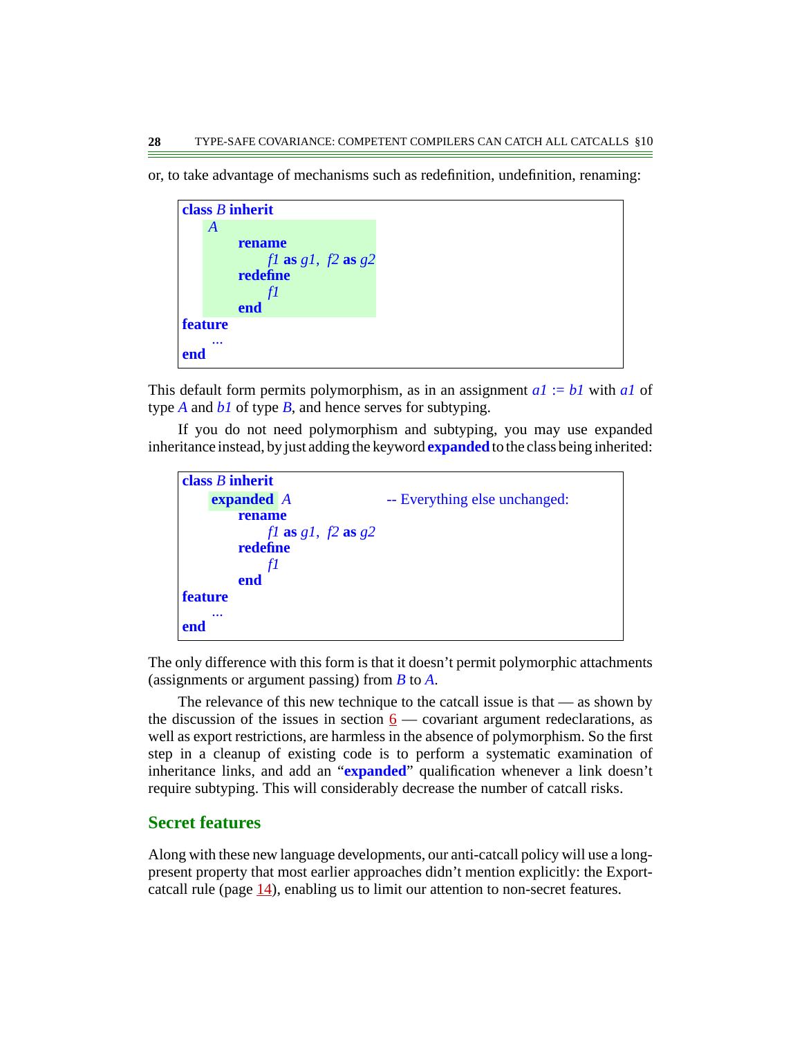or, to take advantage of mechanisms such as redefinition, undefinition, renaming:

```
class B inherit
    A
        rename
            f1 as g1, f2 as g2
        redefine
            f1
        end
feature
    ...
end
```

This default form permits polymorphism, as in an assignment *a1* := *b1* with *a1* of type *A* and *b1* of type *B*, and hence serves for subtyping.

If you do not need polymorphism and subtyping, you may use expanded inheritance instead, by just adding the keyword **expanded** to the class being inherited:

```
class B inherit
    expanded A                    -- Everything else unchanged:
        rename
            f1 as g1, f2 as g2
        redefine
            f1
        end
feature
    ...
end
```

The only difference with this form is that it doesn't permit polymorphic attachments (assignments or argument passing) from *B* to *A*.

The relevance of this new technique to the catcall issue is that — as shown by the discussion of the issues in section 6 — covariant argument redeclarations, as well as export restrictions, are harmless in the absence of polymorphism. So the first step in a cleanup of existing code is to perform a systematic examination of inheritance links, and add an "**expanded**" qualification whenever a link doesn't require subtyping. This will considerably decrease the number of catcall risks.

## Secret features

Along with these new language developments, our anti-catcall policy will use a long-present property that most earlier approaches didn't mention explicitly: the Export-catcall rule (page 14), enabling us to limit our attention to non-secret features.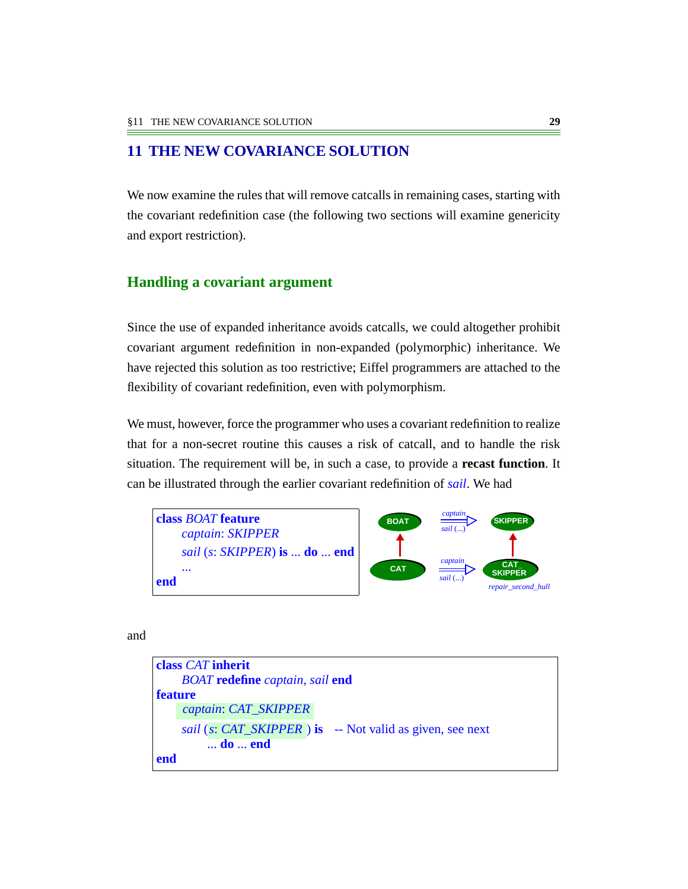# 11 THE NEW COVARIANCE SOLUTION

We now examine the rules that will remove catcalls in remaining cases, starting with the covariant redefinition case (the following two sections will examine genericity and export restriction).

## Handling a covariant argument

Since the use of expanded inheritance avoids catcalls, we could altogether prohibit covariant argument redefinition in non-expanded (polymorphic) inheritance. We have rejected this solution as too restrictive; Eiffel programmers are attached to the flexibility of covariant redefinition, even with polymorphism.

We must, however, force the programmer who uses a covariant redefinition to realize that for a non-secret routine this causes a risk of catcall, and to handle the risk situation. The requirement will be, in such a case, to provide a **recast function**. It can be illustrated through the earlier covariant redefinition of *sail*. We had

```
class BOAT feature
    captain: SKIPPER
    sail (s: SKIPPER) is ... do ... end
    ...
end
```

BOAT —captain / sail (...)→ SKIPPER

CAT —captain / sail (...)→ CAT_SKIPPER

*repair_second_hull*

and

```
class CAT inherit
    BOAT redefine captain, sail end
feature
    captain: CAT_SKIPPER
    sail (s: CAT_SKIPPER ) is    -- Not valid as given, see next
        ... do ... end
end
```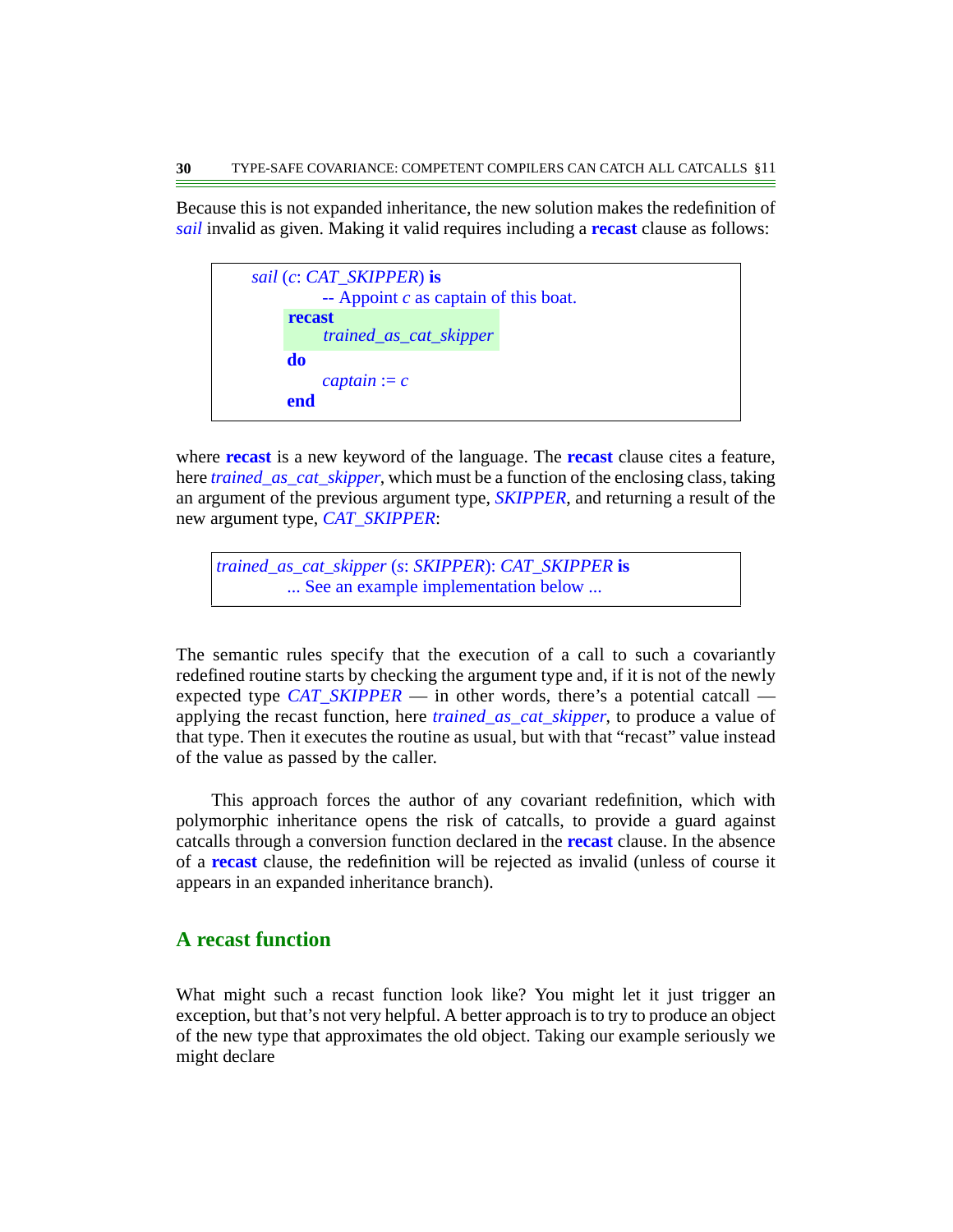Because this is not expanded inheritance, the new solution makes the redefinition of *sail* invalid as given. Making it valid requires including a **recast** clause as follows:

```
sail (c: CAT_SKIPPER) is
        -- Appoint c as captain of this boat.
    recast
        trained_as_cat_skipper
    do
        captain := c
    end
```

where **recast** is a new keyword of the language. The **recast** clause cites a feature, here *trained_as_cat_skipper*, which must be a function of the enclosing class, taking an argument of the previous argument type, *SKIPPER*, and returning a result of the new argument type, *CAT_SKIPPER*:

```
trained_as_cat_skipper (s: SKIPPER): CAT_SKIPPER is
        ... See an example implementation below ...
```

The semantic rules specify that the execution of a call to such a covariantly redefined routine starts by checking the argument type and, if it is not of the newly expected type *CAT_SKIPPER* — in other words, there's a potential catcall — applying the recast function, here *trained_as_cat_skipper*, to produce a value of that type. Then it executes the routine as usual, but with that "recast" value instead of the value as passed by the caller.

This approach forces the author of any covariant redefinition, which with polymorphic inheritance opens the risk of catcalls, to provide a guard against catcalls through a conversion function declared in the **recast** clause. In the absence of a **recast** clause, the redefinition will be rejected as invalid (unless of course it appears in an expanded inheritance branch).

## A recast function

What might such a recast function look like? You might let it just trigger an exception, but that's not very helpful. A better approach is to try to produce an object of the new type that approximates the old object. Taking our example seriously we might declare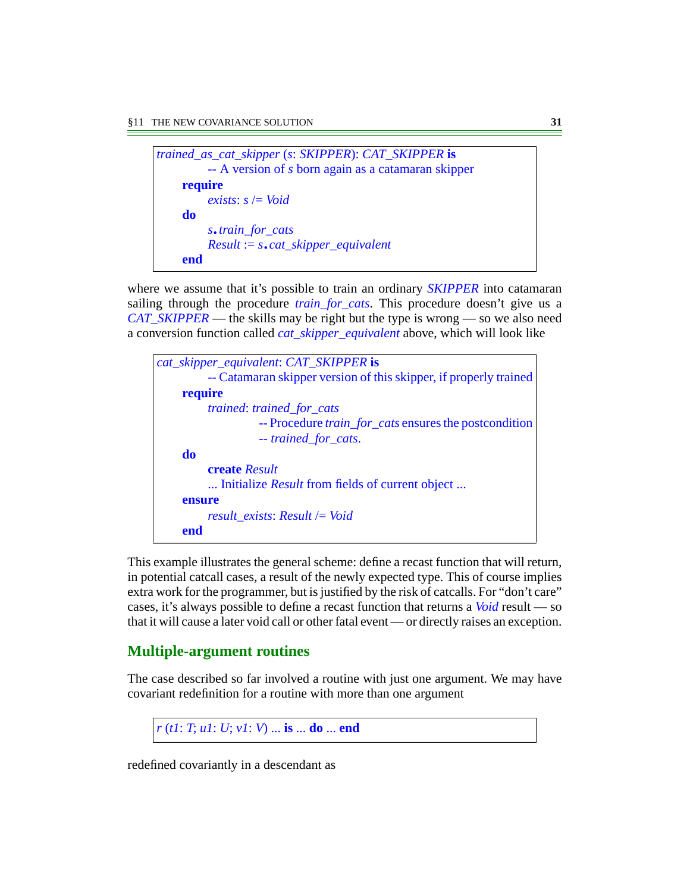```
trained_as_cat_skipper (s: SKIPPER): CAT_SKIPPER is
        -- A version of s born again as a catamaran skipper
    require
        exists: s /= Void
    do
        s.train_for_cats
        Result := s.cat_skipper_equivalent
    end
```

where we assume that it's possible to train an ordinary *SKIPPER* into catamaran sailing through the procedure *train_for_cats*. This procedure doesn't give us a *CAT_SKIPPER* — the skills may be right but the type is wrong — so we also need a conversion function called *cat_skipper_equivalent* above, which will look like

```
cat_skipper_equivalent: CAT_SKIPPER is
        -- Catamaran skipper version of this skipper, if properly trained
    require
        trained: trained_for_cats
                -- Procedure train_for_cats ensures the postcondition
                -- trained_for_cats.
    do
        create Result
        ... Initialize Result from fields of current object ...
    ensure
        result_exists: Result /= Void
    end
```

This example illustrates the general scheme: define a recast function that will return, in potential catcall cases, a result of the newly expected type. This of course implies extra work for the programmer, but is justified by the risk of catcalls. For "don't care" cases, it's always possible to define a recast function that returns a *Void* result — so that it will cause a later void call or other fatal event — or directly raises an exception.

## Multiple-argument routines

The case described so far involved a routine with just one argument. We may have covariant redefinition for a routine with more than one argument

```
r (t1: T; u1: U; v1: V) ... is ... do ... end
```

redefined covariantly in a descendant as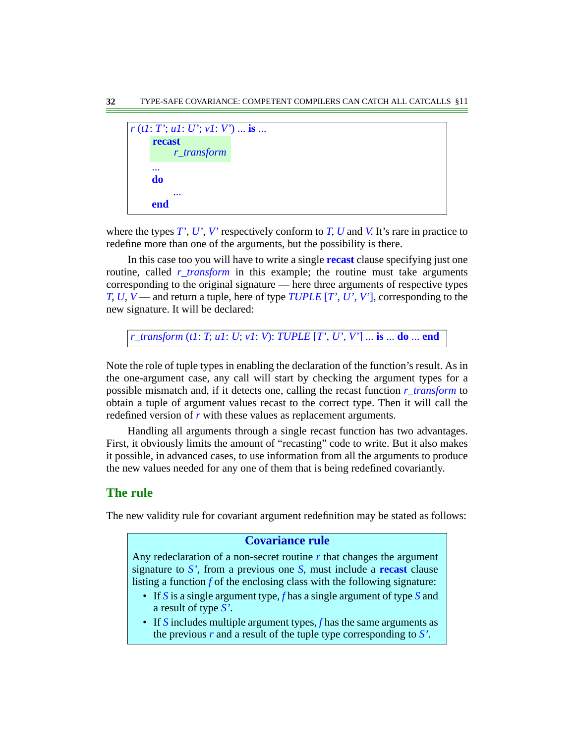```
r (t1: T'; u1: U'; v1: V') ... is ...
    recast
        r_transform
    ...
    do
        ...
    end
```

where the types *T'*, *U'*, *V'* respectively conform to *T*, *U* and *V*. It's rare in practice to redefine more than one of the arguments, but the possibility is there.

In this case too you will have to write a single **recast** clause specifying just one routine, called *r_transform* in this example; the routine must take arguments corresponding to the original signature — here three arguments of respective types *T*, *U*, *V* — and return a tuple, here of type *TUPLE* [*T'*, *U'*, *V'*], corresponding to the new signature. It will be declared:

```
r_transform (t1: T; u1: U; v1: V): TUPLE [T', U', V'] ... is ... do ... end
```

Note the role of tuple types in enabling the declaration of the function's result. As in the one-argument case, any call will start by checking the argument types for a possible mismatch and, if it detects one, calling the recast function *r_transform* to obtain a tuple of argument values recast to the correct type. Then it will call the redefined version of *r* with these values as replacement arguments.

Handling all arguments through a single recast function has two advantages. First, it obviously limits the amount of "recasting" code to write. But it also makes it possible, in advanced cases, to use information from all the arguments to produce the new values needed for any one of them that is being redefined covariantly.

## The rule

The new validity rule for covariant argument redefinition may be stated as follows:

> **Covariance rule**
>
> Any redeclaration of a non-secret routine *r* that changes the argument signature to *S'*, from a previous one *S*, must include a **recast** clause listing a function *f* of the enclosing class with the following signature:
>
> - If *S* is a single argument type, *f* has a single argument of type *S* and a result of type *S'*.
> - If *S* includes multiple argument types, *f* has the same arguments as the previous *r* and a result of the tuple type corresponding to *S'*.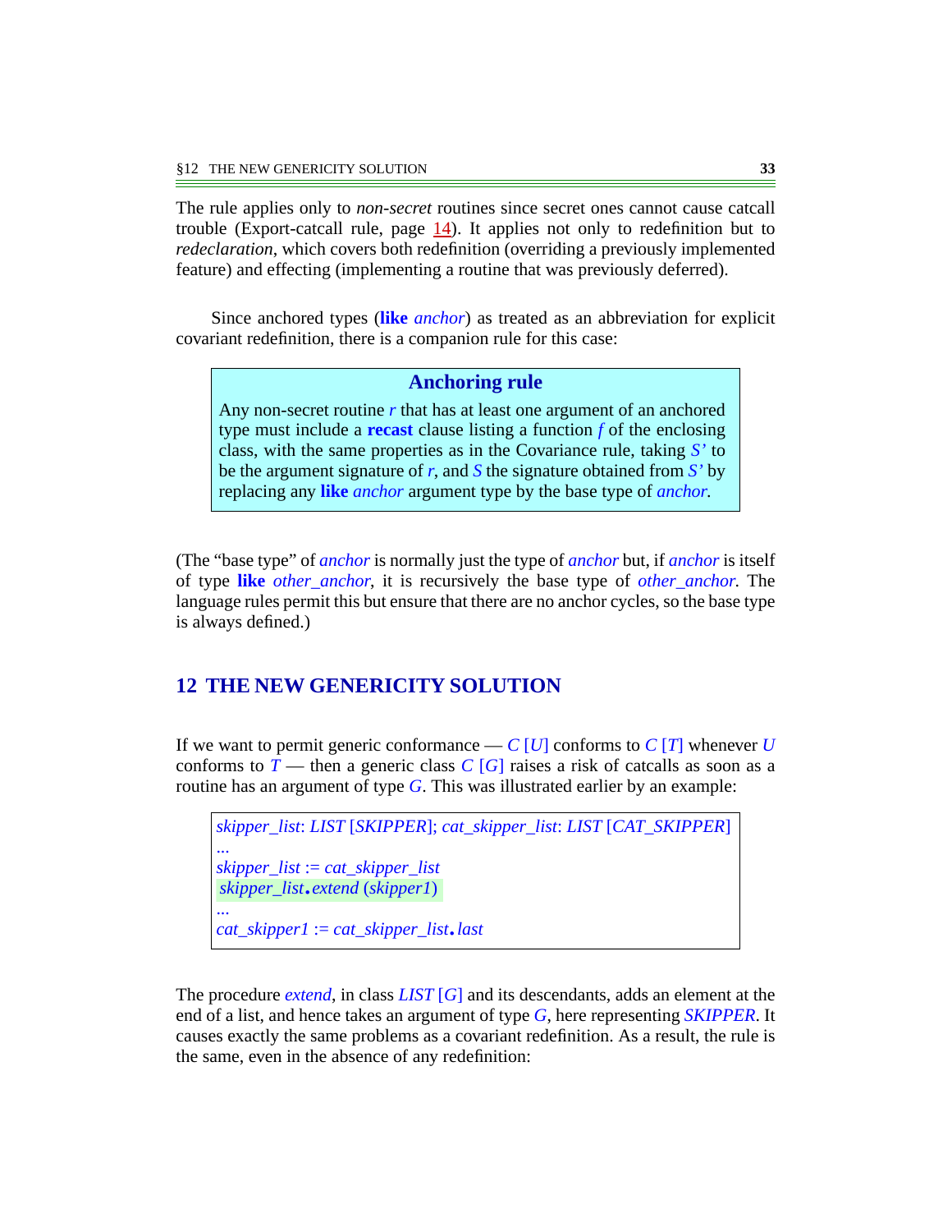The rule applies only to *non-secret* routines since secret ones cannot cause catcall trouble (Export-catcall rule, page 14). It applies not only to redefinition but to *redeclaration*, which covers both redefinition (overriding a previously implemented feature) and effecting (implementing a routine that was previously deferred).

Since anchored types (**like** *anchor*) as treated as an abbreviation for explicit covariant redefinition, there is a companion rule for this case:

> **Anchoring rule**
>
> Any non-secret routine *r* that has at least one argument of an anchored type must include a **recast** clause listing a function *f* of the enclosing class, with the same properties as in the Covariance rule, taking *S'* to be the argument signature of *r*, and *S* the signature obtained from *S'* by replacing any **like** *anchor* argument type by the base type of *anchor*.

(The "base type" of *anchor* is normally just the type of *anchor* but, if *anchor* is itself of type **like** *other_anchor*, it is recursively the base type of *other_anchor*. The language rules permit this but ensure that there are no anchor cycles, so the base type is always defined.)

## 12 THE NEW GENERICITY SOLUTION

If we want to permit generic conformance — *C* [*U*] conforms to *C* [*T*] whenever *U* conforms to *T* — then a generic class *C* [*G*] raises a risk of catcalls as soon as a routine has an argument of type *G*. This was illustrated earlier by an example:

```
skipper_list: LIST [SKIPPER]; cat_skipper_list: LIST [CAT_SKIPPER]
...
skipper_list := cat_skipper_list
skipper_list.extend (skipper1)
...
cat_skipper1 := cat_skipper_list.last
```

The procedure *extend*, in class *LIST* [*G*] and its descendants, adds an element at the end of a list, and hence takes an argument of type *G*, here representing *SKIPPER*. It causes exactly the same problems as a covariant redefinition. As a result, the rule is the same, even in the absence of any redefinition: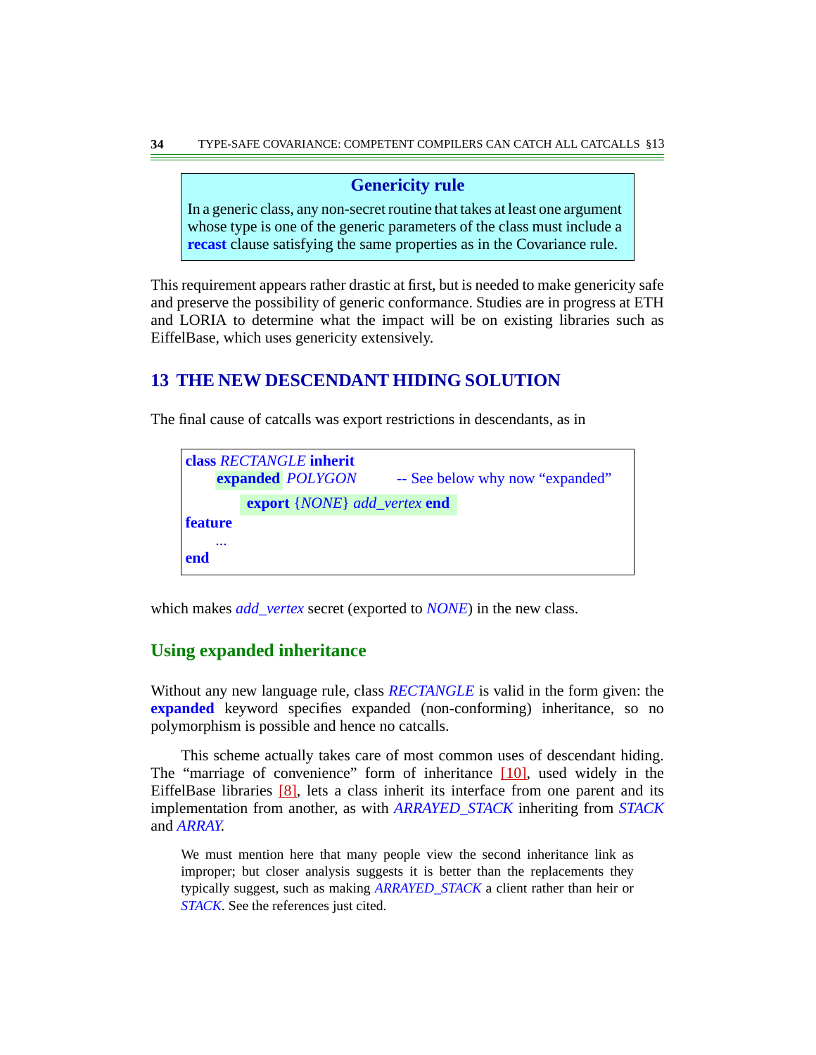**Genericity rule**

In a generic class, any non-secret routine that takes at least one argument whose type is one of the generic parameters of the class must include a **recast** clause satisfying the same properties as in the Covariance rule.

This requirement appears rather drastic at first, but is needed to make genericity safe and preserve the possibility of generic conformance. Studies are in progress at ETH and LORIA to determine what the impact will be on existing libraries such as EiffelBase, which uses genericity extensively.

## 13 THE NEW DESCENDANT HIDING SOLUTION

The final cause of catcalls was export restrictions in descendants, as in

```
class RECTANGLE inherit
    expanded POLYGON        -- See below why now "expanded"
        export {NONE} add_vertex end
feature
    ...
end
```

which makes *add_vertex* secret (exported to *NONE*) in the new class.

### Using expanded inheritance

Without any new language rule, class *RECTANGLE* is valid in the form given: the **expanded** keyword specifies expanded (non-conforming) inheritance, so no polymorphism is possible and hence no catcalls.

This scheme actually takes care of most common uses of descendant hiding. The "marriage of convenience" form of inheritance [10], used widely in the EiffelBase libraries [8], lets a class inherit its interface from one parent and its implementation from another, as with *ARRAYED_STACK* inheriting from *STACK* and *ARRAY*.

We must mention here that many people view the second inheritance link as improper; but closer analysis suggests it is better than the replacements they typically suggest, such as making *ARRAYED_STACK* a client rather than heir or *STACK*. See the references just cited.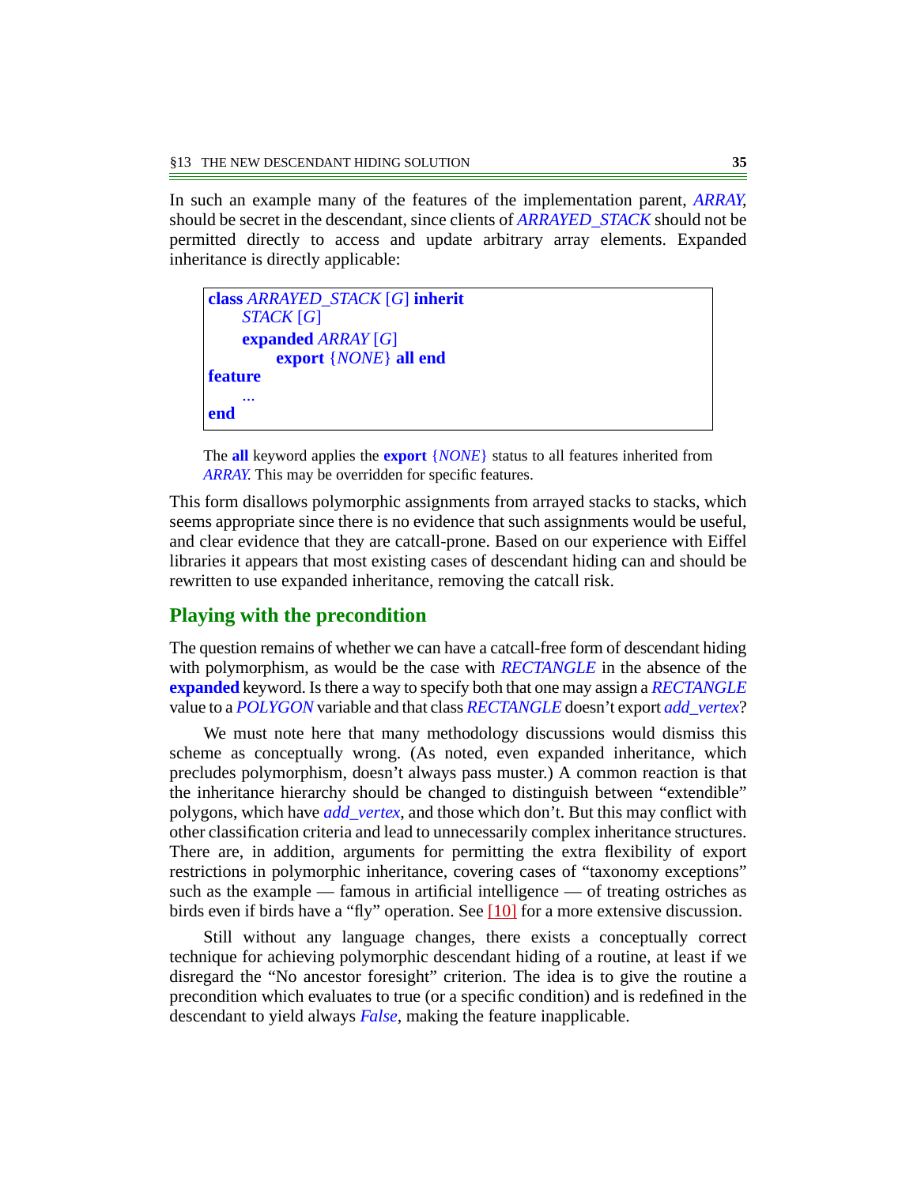In such an example many of the features of the implementation parent, *ARRAY*, should be secret in the descendant, since clients of *ARRAYED_STACK* should not be permitted directly to access and update arbitrary array elements. Expanded inheritance is directly applicable:

```
class ARRAYED_STACK [G] inherit
    STACK [G]
    expanded ARRAY [G]
        export {NONE} all end
feature
    ...
end
```

The **all** keyword applies the **export** {*NONE*} status to all features inherited from *ARRAY*. This may be overridden for specific features.

This form disallows polymorphic assignments from arrayed stacks to stacks, which seems appropriate since there is no evidence that such assignments would be useful, and clear evidence that they are catcall-prone. Based on our experience with Eiffel libraries it appears that most existing cases of descendant hiding can and should be rewritten to use expanded inheritance, removing the catcall risk.

## Playing with the precondition

The question remains of whether we can have a catcall-free form of descendant hiding with polymorphism, as would be the case with *RECTANGLE* in the absence of the **expanded** keyword. Is there a way to specify both that one may assign a *RECTANGLE* value to a *POLYGON* variable and that class *RECTANGLE* doesn't export *add_vertex*?

We must note here that many methodology discussions would dismiss this scheme as conceptually wrong. (As noted, even expanded inheritance, which precludes polymorphism, doesn't always pass muster.) A common reaction is that the inheritance hierarchy should be changed to distinguish between "extendible" polygons, which have *add_vertex*, and those which don't. But this may conflict with other classification criteria and lead to unnecessarily complex inheritance structures. There are, in addition, arguments for permitting the extra flexibility of export restrictions in polymorphic inheritance, covering cases of "taxonomy exceptions" such as the example — famous in artificial intelligence — of treating ostriches as birds even if birds have a "fly" operation. See [10] for a more extensive discussion.

Still without any language changes, there exists a conceptually correct technique for achieving polymorphic descendant hiding of a routine, at least if we disregard the "No ancestor foresight" criterion. The idea is to give the routine a precondition which evaluates to true (or a specific condition) and is redefined in the descendant to yield always *False*, making the feature inapplicable.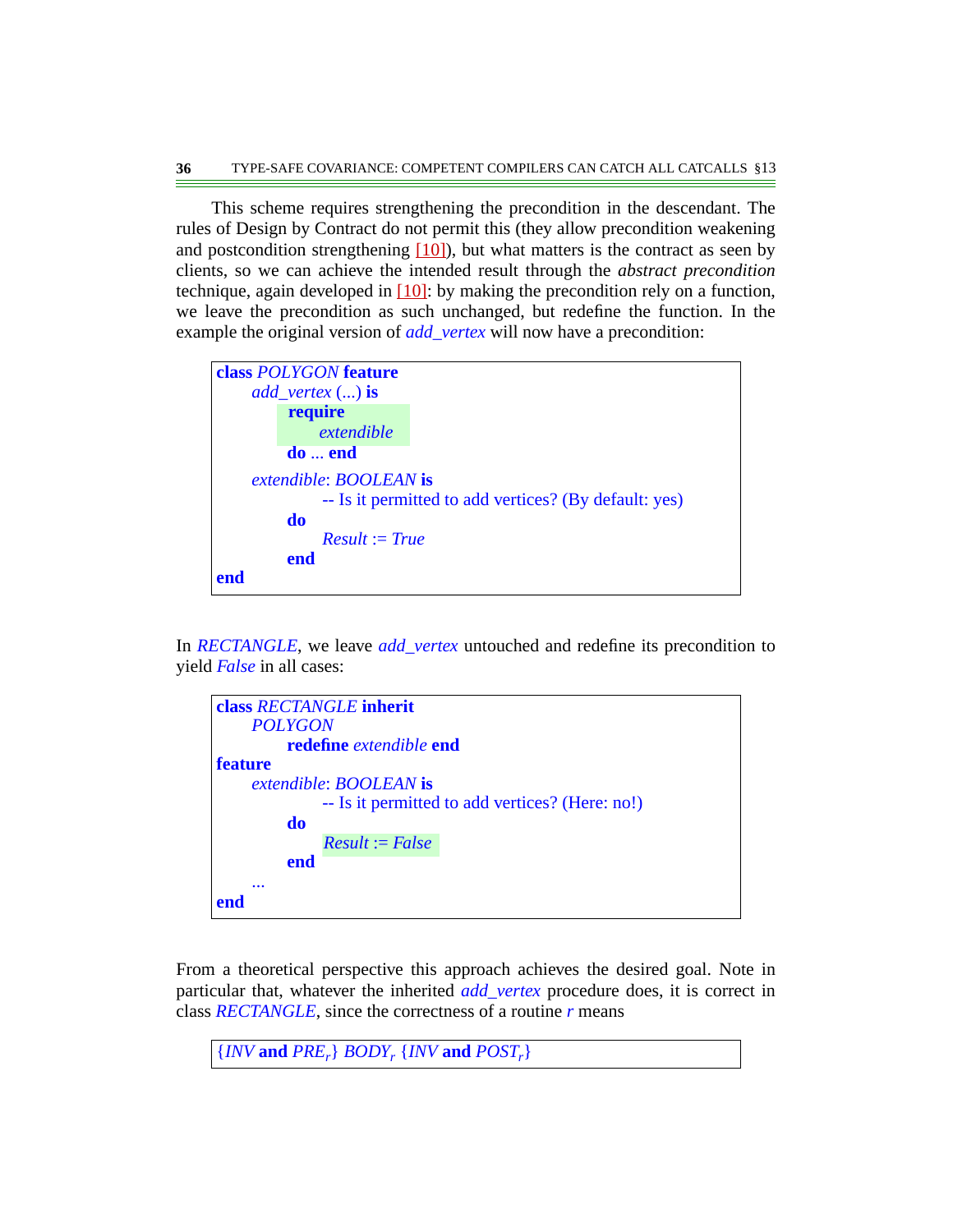This scheme requires strengthening the precondition in the descendant. The rules of Design by Contract do not permit this (they allow precondition weakening and postcondition strengthening [10]), but what matters is the contract as seen by clients, so we can achieve the intended result through the *abstract precondition* technique, again developed in [10]: by making the precondition rely on a function, we leave the precondition as such unchanged, but redefine the function. In the example the original version of *add_vertex* will now have a precondition:

```
class POLYGON feature
    add_vertex (...) is
        require
            extendible
        do ... end

    extendible: BOOLEAN is
            -- Is it permitted to add vertices? (By default: yes)
        do
            Result := True
        end
end
```

In *RECTANGLE*, we leave *add_vertex* untouched and redefine its precondition to yield *False* in all cases:

```
class RECTANGLE inherit
    POLYGON
        redefine extendible end
feature
    extendible: BOOLEAN is
            -- Is it permitted to add vertices? (Here: no!)
        do
            Result := False
        end
    ...
end
```

From a theoretical perspective this approach achieves the desired goal. Note in particular that, whatever the inherited *add_vertex* procedure does, it is correct in class *RECTANGLE*, since the correctness of a routine *r* means

$$\{INV \textbf{ and } PRE_r\}\ BODY_r\ \{INV \textbf{ and } POST_r\}$$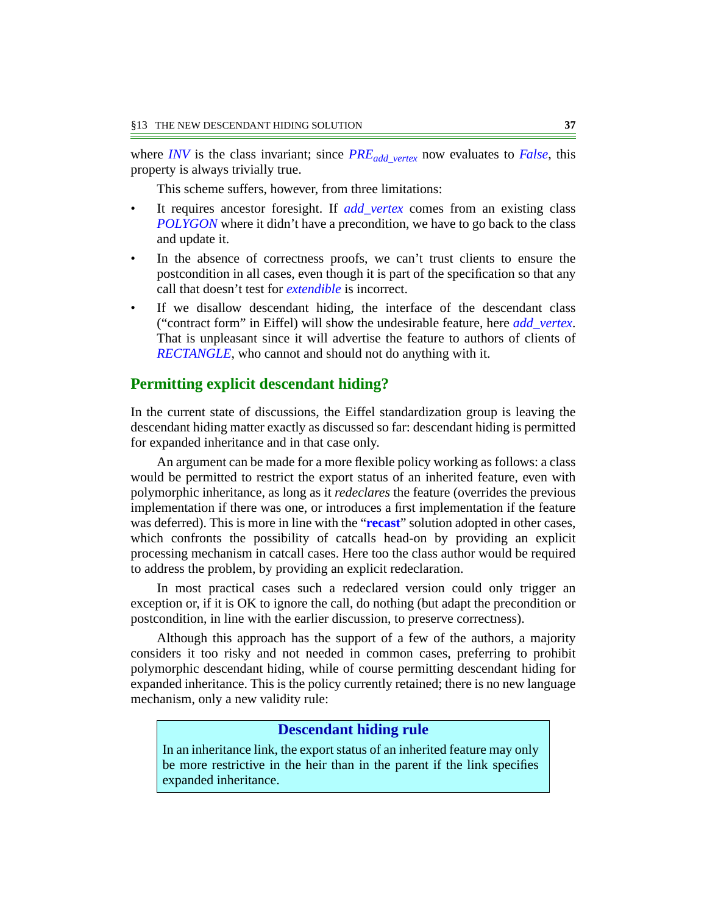where *INV* is the class invariant; since $PRE_{add\_vertex}$ now evaluates to *False*, this property is always trivially true.

This scheme suffers, however, from three limitations:

- It requires ancestor foresight. If *add_vertex* comes from an existing class *POLYGON* where it didn't have a precondition, we have to go back to the class and update it.
- In the absence of correctness proofs, we can't trust clients to ensure the postcondition in all cases, even though it is part of the specification so that any call that doesn't test for *extendible* is incorrect.
- If we disallow descendant hiding, the interface of the descendant class ("contract form" in Eiffel) will show the undesirable feature, here *add_vertex*. That is unpleasant since it will advertise the feature to authors of clients of *RECTANGLE*, who cannot and should not do anything with it.

## Permitting explicit descendant hiding?

In the current state of discussions, the Eiffel standardization group is leaving the descendant hiding matter exactly as discussed so far: descendant hiding is permitted for expanded inheritance and in that case only.

An argument can be made for a more flexible policy working as follows: a class would be permitted to restrict the export status of an inherited feature, even with polymorphic inheritance, as long as it *redeclares* the feature (overrides the previous implementation if there was one, or introduces a first implementation if the feature was deferred). This is more in line with the "**recast**" solution adopted in other cases, which confronts the possibility of catcalls head-on by providing an explicit processing mechanism in catcall cases. Here too the class author would be required to address the problem, by providing an explicit redeclaration.

In most practical cases such a redeclared version could only trigger an exception or, if it is OK to ignore the call, do nothing (but adapt the precondition or postcondition, in line with the earlier discussion, to preserve correctness).

Although this approach has the support of a few of the authors, a majority considers it too risky and not needed in common cases, preferring to prohibit polymorphic descendant hiding, while of course permitting descendant hiding for expanded inheritance. This is the policy currently retained; there is no new language mechanism, only a new validity rule:

> **Descendant hiding rule**
>
> In an inheritance link, the export status of an inherited feature may only be more restrictive in the heir than in the parent if the link specifies expanded inheritance.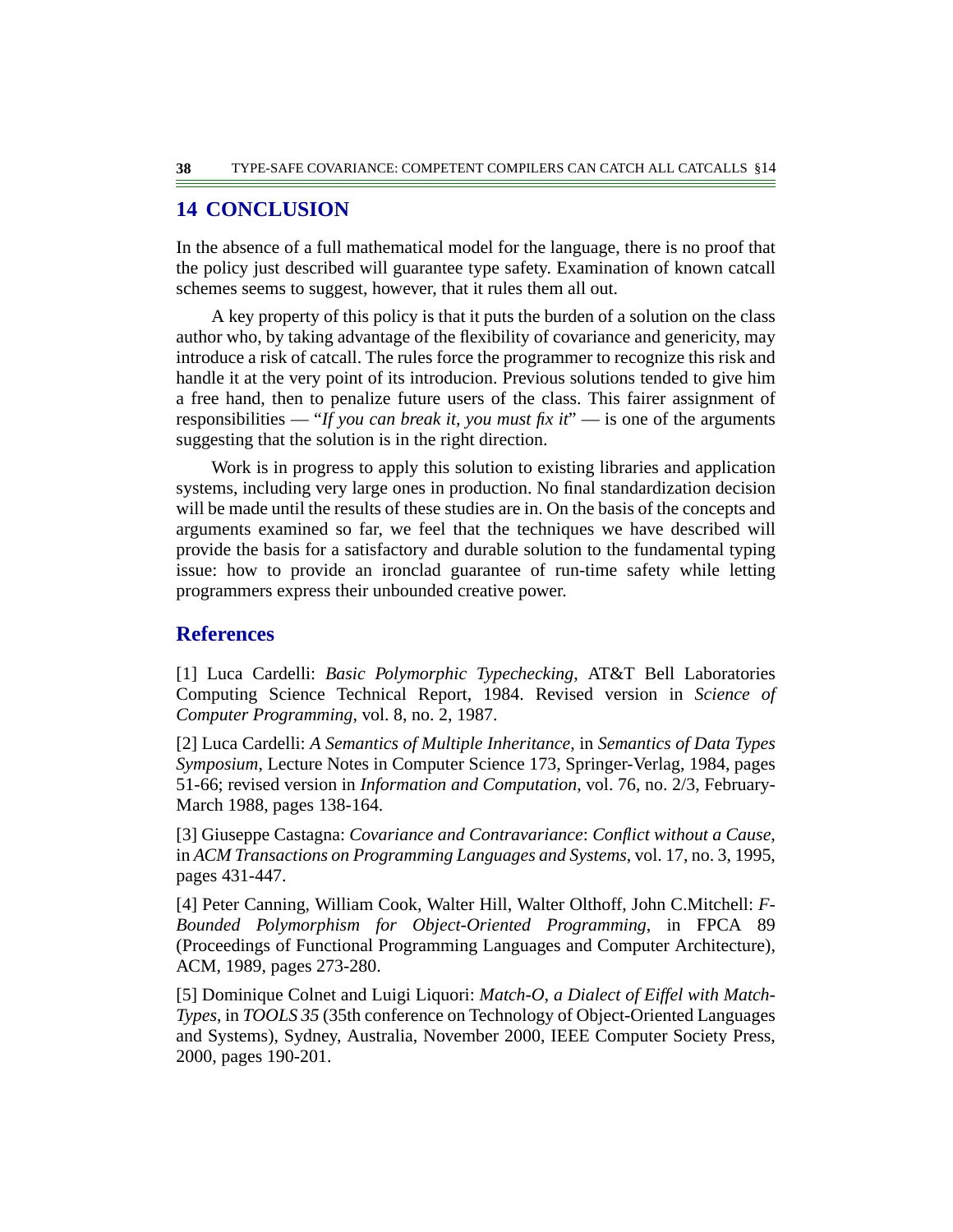## 14 CONCLUSION

In the absence of a full mathematical model for the language, there is no proof that the policy just described will guarantee type safety. Examination of known catcall schemes seems to suggest, however, that it rules them all out.

A key property of this policy is that it puts the burden of a solution on the class author who, by taking advantage of the flexibility of covariance and genericity, may introduce a risk of catcall. The rules force the programmer to recognize this risk and handle it at the very point of its introducion. Previous solutions tended to give him a free hand, then to penalize future users of the class. This fairer assignment of responsibilities — "*If you can break it, you must fix it*" — is one of the arguments suggesting that the solution is in the right direction.

Work is in progress to apply this solution to existing libraries and application systems, including very large ones in production. No final standardization decision will be made until the results of these studies are in. On the basis of the concepts and arguments examined so far, we feel that the techniques we have described will provide the basis for a satisfactory and durable solution to the fundamental typing issue: how to provide an ironclad guarantee of run-time safety while letting programmers express their unbounded creative power.

## References

[1] Luca Cardelli: *Basic Polymorphic Typechecking*, AT&T Bell Laboratories Computing Science Technical Report, 1984. Revised version in *Science of Computer Programming*, vol. 8, no. 2, 1987.

[2] Luca Cardelli: *A Semantics of Multiple Inheritance*, in *Semantics of Data Types Symposium*, Lecture Notes in Computer Science 173, Springer-Verlag, 1984, pages 51-66; revised version in *Information and Computation*, vol. 76, no. 2/3, February-March 1988, pages 138-164.

[3] Giuseppe Castagna: *Covariance and Contravariance*: *Conflict without a Cause*, in *ACM Transactions on Programming Languages and Systems*, vol. 17, no. 3, 1995, pages 431-447.

[4] Peter Canning, William Cook, Walter Hill, Walter Olthoff, John C.Mitchell: *F-Bounded Polymorphism for Object-Oriented Programming*, in FPCA 89 (Proceedings of Functional Programming Languages and Computer Architecture), ACM, 1989, pages 273-280.

[5] Dominique Colnet and Luigi Liquori: *Match-O, a Dialect of Eiffel with Match-Types*, in *TOOLS 35* (35th conference on Technology of Object-Oriented Languages and Systems), Sydney, Australia, November 2000, IEEE Computer Society Press, 2000, pages 190-201.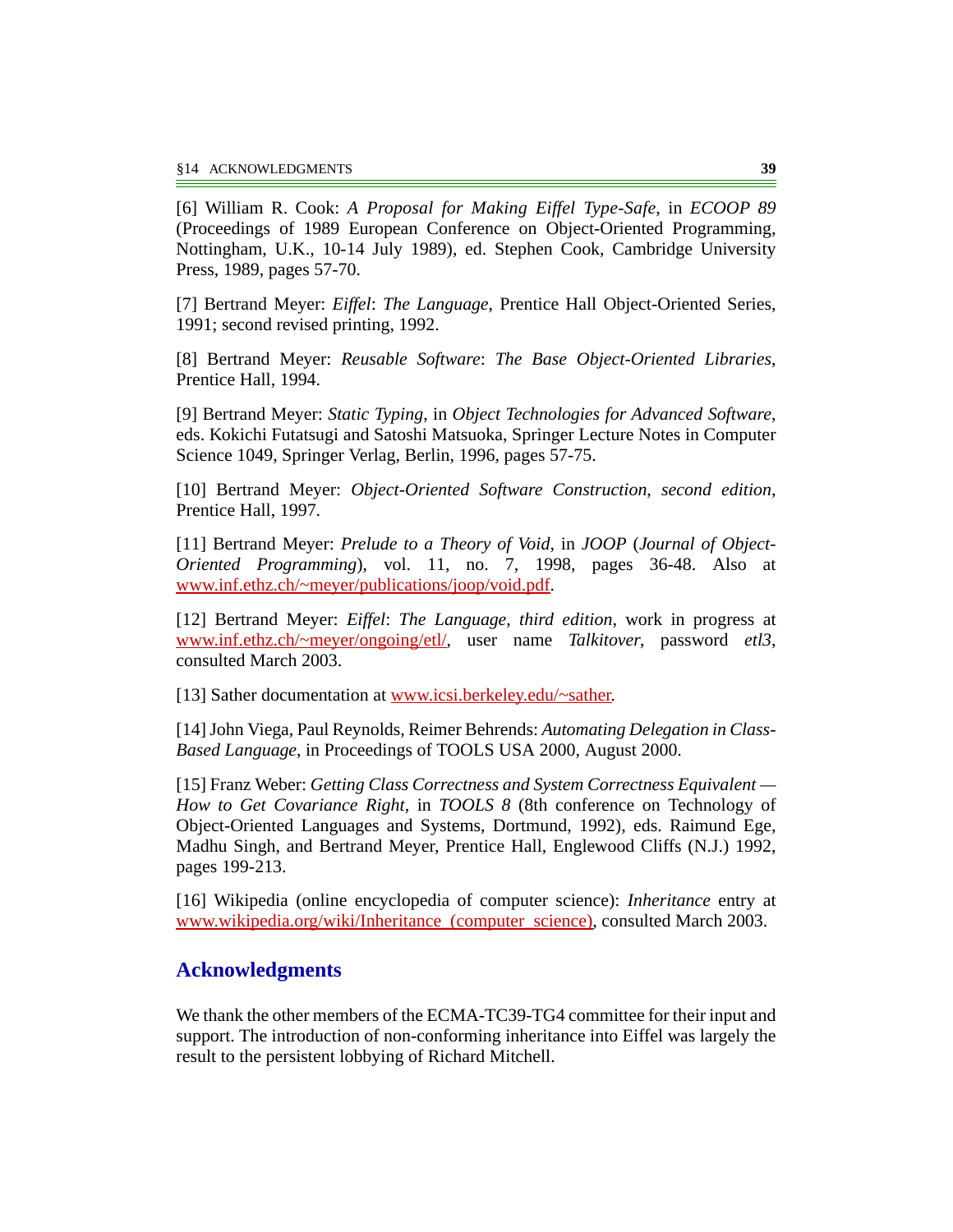[6] William R. Cook: *A Proposal for Making Eiffel Type-Safe*, in *ECOOP 89* (Proceedings of 1989 European Conference on Object-Oriented Programming, Nottingham, U.K., 10-14 July 1989), ed. Stephen Cook, Cambridge University Press, 1989, pages 57-70.

[7] Bertrand Meyer: *Eiffel*: *The Language*, Prentice Hall Object-Oriented Series, 1991; second revised printing, 1992.

[8] Bertrand Meyer: *Reusable Software*: *The Base Object-Oriented Libraries*, Prentice Hall, 1994.

[9] Bertrand Meyer: *Static Typing*, in *Object Technologies for Advanced Software*, eds. Kokichi Futatsugi and Satoshi Matsuoka, Springer Lecture Notes in Computer Science 1049, Springer Verlag, Berlin, 1996, pages 57-75.

[10] Bertrand Meyer: *Object-Oriented Software Construction*, *second edition*, Prentice Hall, 1997.

[11] Bertrand Meyer: *Prelude to a Theory of Void*, in *JOOP* (*Journal of Object-Oriented Programming*), vol. 11, no. 7, 1998, pages 36-48. Also at www.inf.ethz.ch/~meyer/publications/joop/void.pdf.

[12] Bertrand Meyer: *Eiffel*: *The Language*, *third edition*, work in progress at www.inf.ethz.ch/~meyer/ongoing/etl/, user name *Talkitover*, password *etl3*, consulted March 2003.

[13] Sather documentation at www.icsi.berkeley.edu/~sather.

[14] John Viega, Paul Reynolds, Reimer Behrends: *Automating Delegation in Class-Based Language*, in Proceedings of TOOLS USA 2000, August 2000.

[15] Franz Weber: *Getting Class Correctness and System Correctness Equivalent — How to Get Covariance Right*, in *TOOLS 8* (8th conference on Technology of Object-Oriented Languages and Systems, Dortmund, 1992), eds. Raimund Ege, Madhu Singh, and Bertrand Meyer, Prentice Hall, Englewood Cliffs (N.J.) 1992, pages 199-213.

[16] Wikipedia (online encyclopedia of computer science): *Inheritance* entry at www.wikipedia.org/wiki/Inheritance_(computer_science), consulted March 2003.

## Acknowledgments

We thank the other members of the ECMA-TC39-TG4 committee for their input and support. The introduction of non-conforming inheritance into Eiffel was largely the result to the persistent lobbying of Richard Mitchell.